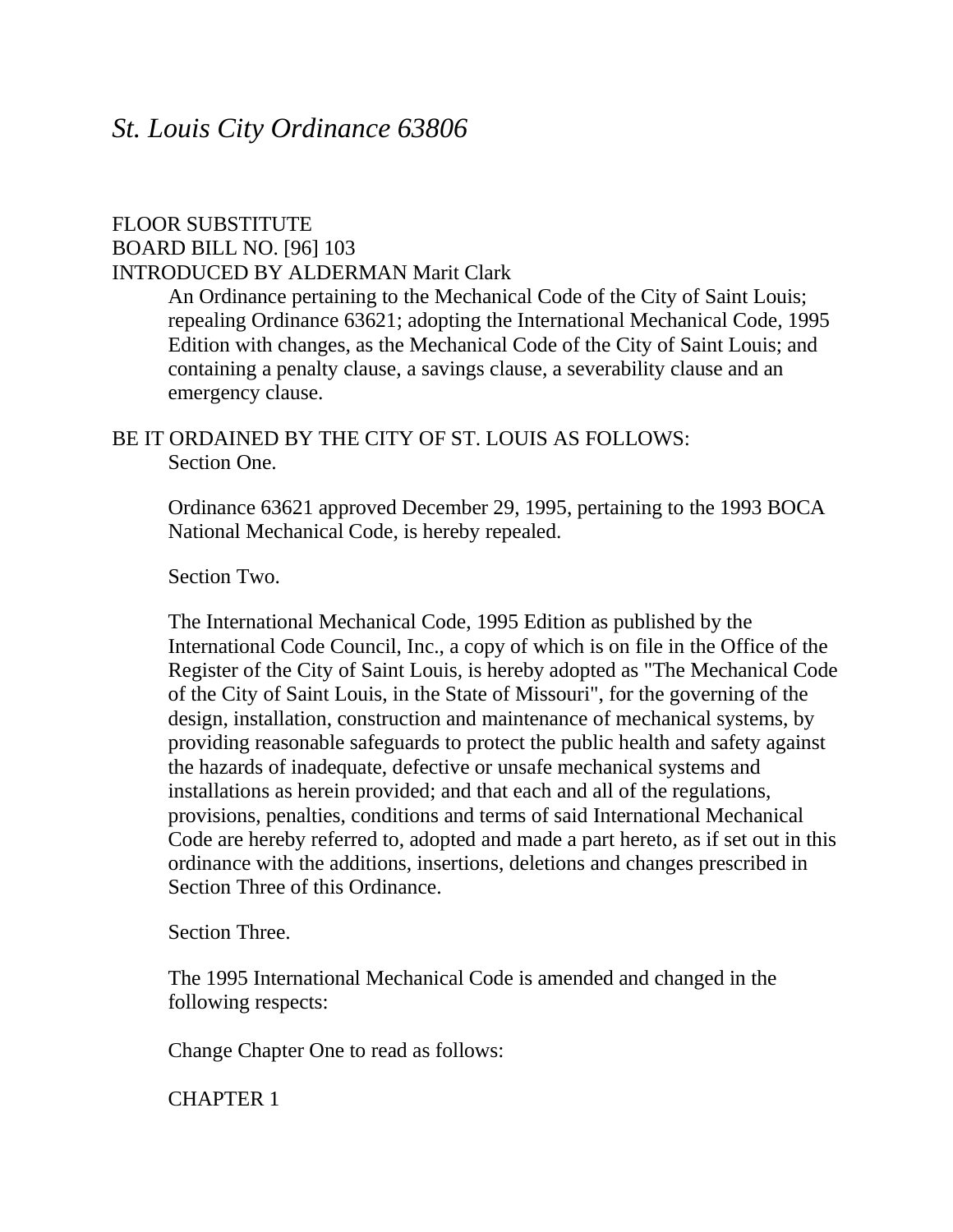# *St. Louis City Ordinance 63806*

FLOOR SUBSTITUTE
BOARD BILL NO. [96] 103
INTRODUCED BY ALDERMAN Marit Clark

An Ordinance pertaining to the Mechanical Code of the City of Saint Louis; repealing Ordinance 63621; adopting the International Mechanical Code, 1995 Edition with changes, as the Mechanical Code of the City of Saint Louis; and containing a penalty clause, a savings clause, a severability clause and an emergency clause.

BE IT ORDAINED BY THE CITY OF ST. LOUIS AS FOLLOWS:

Section One.

Ordinance 63621 approved December 29, 1995, pertaining to the 1993 BOCA National Mechanical Code, is hereby repealed.

Section Two.

The International Mechanical Code, 1995 Edition as published by the International Code Council, Inc., a copy of which is on file in the Office of the Register of the City of Saint Louis, is hereby adopted as "The Mechanical Code of the City of Saint Louis, in the State of Missouri", for the governing of the design, installation, construction and maintenance of mechanical systems, by providing reasonable safeguards to protect the public health and safety against the hazards of inadequate, defective or unsafe mechanical systems and installations as herein provided; and that each and all of the regulations, provisions, penalties, conditions and terms of said International Mechanical Code are hereby referred to, adopted and made a part hereto, as if set out in this ordinance with the additions, insertions, deletions and changes prescribed in Section Three of this Ordinance.

Section Three.

The 1995 International Mechanical Code is amended and changed in the following respects:

Change Chapter One to read as follows:

CHAPTER 1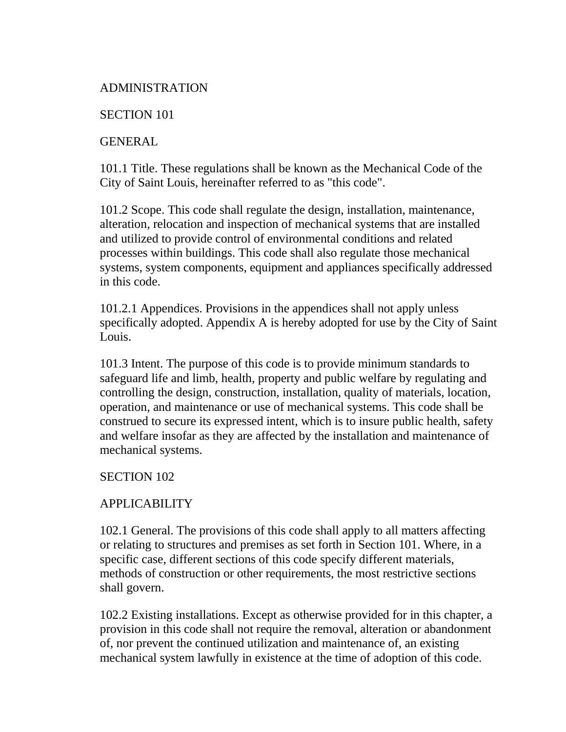# ADMINISTRATION

## SECTION 101

## GENERAL

101.1 Title. These regulations shall be known as the Mechanical Code of the City of Saint Louis, hereinafter referred to as "this code".

101.2 Scope. This code shall regulate the design, installation, maintenance, alteration, relocation and inspection of mechanical systems that are installed and utilized to provide control of environmental conditions and related processes within buildings. This code shall also regulate those mechanical systems, system components, equipment and appliances specifically addressed in this code.

101.2.1 Appendices. Provisions in the appendices shall not apply unless specifically adopted. Appendix A is hereby adopted for use by the City of Saint Louis.

101.3 Intent. The purpose of this code is to provide minimum standards to safeguard life and limb, health, property and public welfare by regulating and controlling the design, construction, installation, quality of materials, location, operation, and maintenance or use of mechanical systems. This code shall be construed to secure its expressed intent, which is to insure public health, safety and welfare insofar as they are affected by the installation and maintenance of mechanical systems.

## SECTION 102

## APPLICABILITY

102.1 General. The provisions of this code shall apply to all matters affecting or relating to structures and premises as set forth in Section 101. Where, in a specific case, different sections of this code specify different materials, methods of construction or other requirements, the most restrictive sections shall govern.

102.2 Existing installations. Except as otherwise provided for in this chapter, a provision in this code shall not require the removal, alteration or abandonment of, nor prevent the continued utilization and maintenance of, an existing mechanical system lawfully in existence at the time of adoption of this code.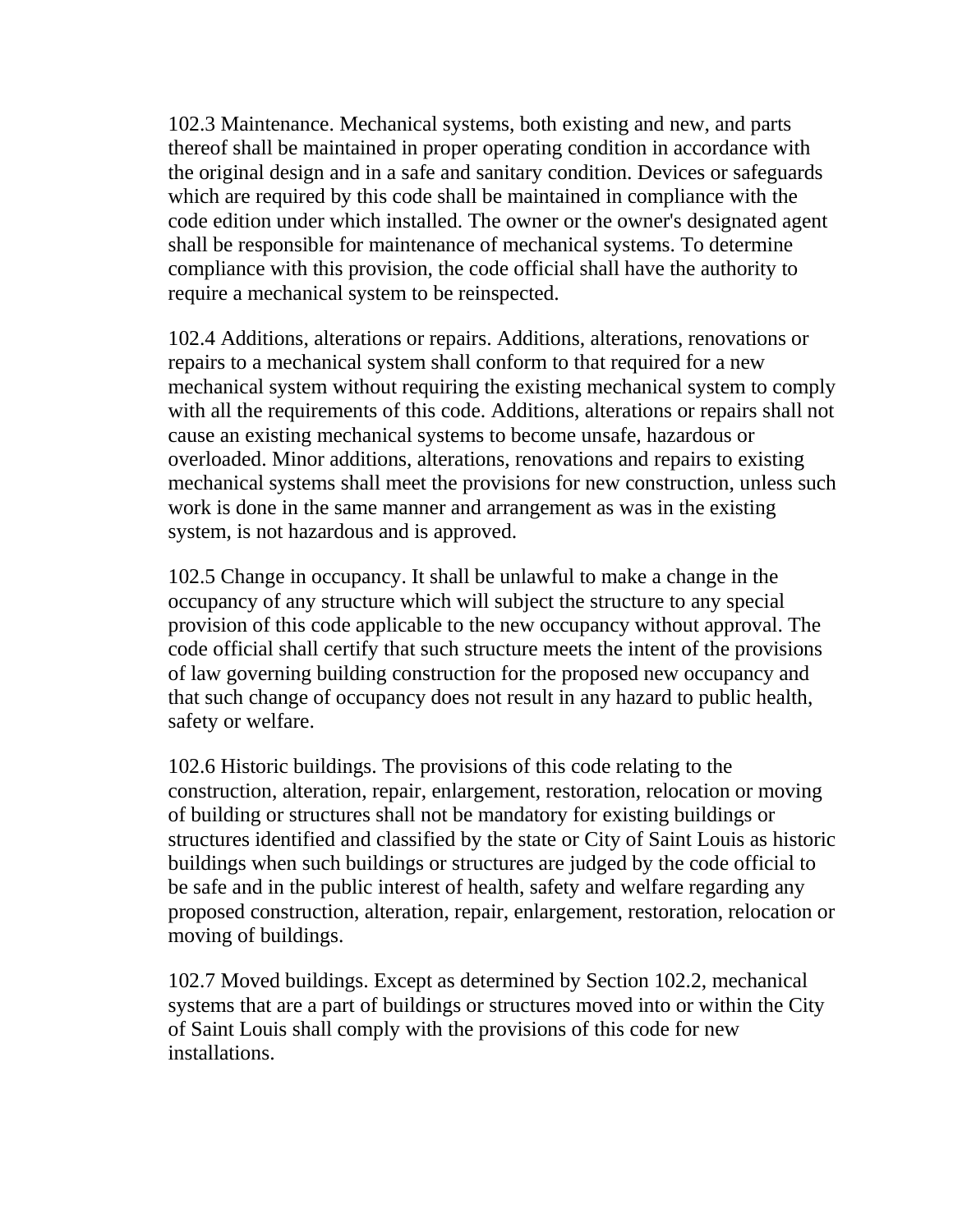102.3 Maintenance. Mechanical systems, both existing and new, and parts thereof shall be maintained in proper operating condition in accordance with the original design and in a safe and sanitary condition. Devices or safeguards which are required by this code shall be maintained in compliance with the code edition under which installed. The owner or the owner's designated agent shall be responsible for maintenance of mechanical systems. To determine compliance with this provision, the code official shall have the authority to require a mechanical system to be reinspected.

102.4 Additions, alterations or repairs. Additions, alterations, renovations or repairs to a mechanical system shall conform to that required for a new mechanical system without requiring the existing mechanical system to comply with all the requirements of this code. Additions, alterations or repairs shall not cause an existing mechanical systems to become unsafe, hazardous or overloaded. Minor additions, alterations, renovations and repairs to existing mechanical systems shall meet the provisions for new construction, unless such work is done in the same manner and arrangement as was in the existing system, is not hazardous and is approved.

102.5 Change in occupancy. It shall be unlawful to make a change in the occupancy of any structure which will subject the structure to any special provision of this code applicable to the new occupancy without approval. The code official shall certify that such structure meets the intent of the provisions of law governing building construction for the proposed new occupancy and that such change of occupancy does not result in any hazard to public health, safety or welfare.

102.6 Historic buildings. The provisions of this code relating to the construction, alteration, repair, enlargement, restoration, relocation or moving of building or structures shall not be mandatory for existing buildings or structures identified and classified by the state or City of Saint Louis as historic buildings when such buildings or structures are judged by the code official to be safe and in the public interest of health, safety and welfare regarding any proposed construction, alteration, repair, enlargement, restoration, relocation or moving of buildings.

102.7 Moved buildings. Except as determined by Section 102.2, mechanical systems that are a part of buildings or structures moved into or within the City of Saint Louis shall comply with the provisions of this code for new installations.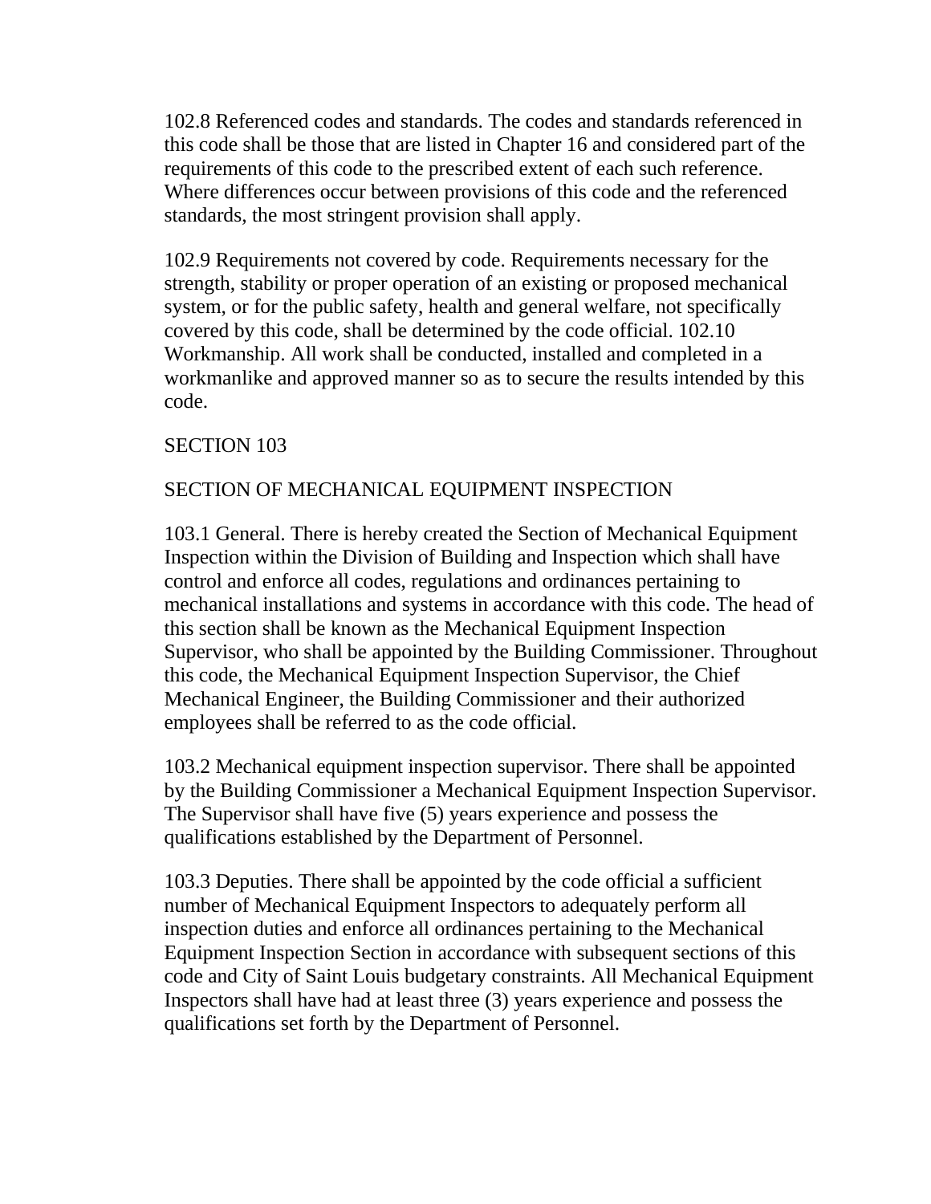102.8 Referenced codes and standards. The codes and standards referenced in this code shall be those that are listed in Chapter 16 and considered part of the requirements of this code to the prescribed extent of each such reference. Where differences occur between provisions of this code and the referenced standards, the most stringent provision shall apply.

102.9 Requirements not covered by code. Requirements necessary for the strength, stability or proper operation of an existing or proposed mechanical system, or for the public safety, health and general welfare, not specifically covered by this code, shall be determined by the code official. 102.10 Workmanship. All work shall be conducted, installed and completed in a workmanlike and approved manner so as to secure the results intended by this code.

## SECTION 103

## SECTION OF MECHANICAL EQUIPMENT INSPECTION

103.1 General. There is hereby created the Section of Mechanical Equipment Inspection within the Division of Building and Inspection which shall have control and enforce all codes, regulations and ordinances pertaining to mechanical installations and systems in accordance with this code. The head of this section shall be known as the Mechanical Equipment Inspection Supervisor, who shall be appointed by the Building Commissioner. Throughout this code, the Mechanical Equipment Inspection Supervisor, the Chief Mechanical Engineer, the Building Commissioner and their authorized employees shall be referred to as the code official.

103.2 Mechanical equipment inspection supervisor. There shall be appointed by the Building Commissioner a Mechanical Equipment Inspection Supervisor. The Supervisor shall have five (5) years experience and possess the qualifications established by the Department of Personnel.

103.3 Deputies. There shall be appointed by the code official a sufficient number of Mechanical Equipment Inspectors to adequately perform all inspection duties and enforce all ordinances pertaining to the Mechanical Equipment Inspection Section in accordance with subsequent sections of this code and City of Saint Louis budgetary constraints. All Mechanical Equipment Inspectors shall have had at least three (3) years experience and possess the qualifications set forth by the Department of Personnel.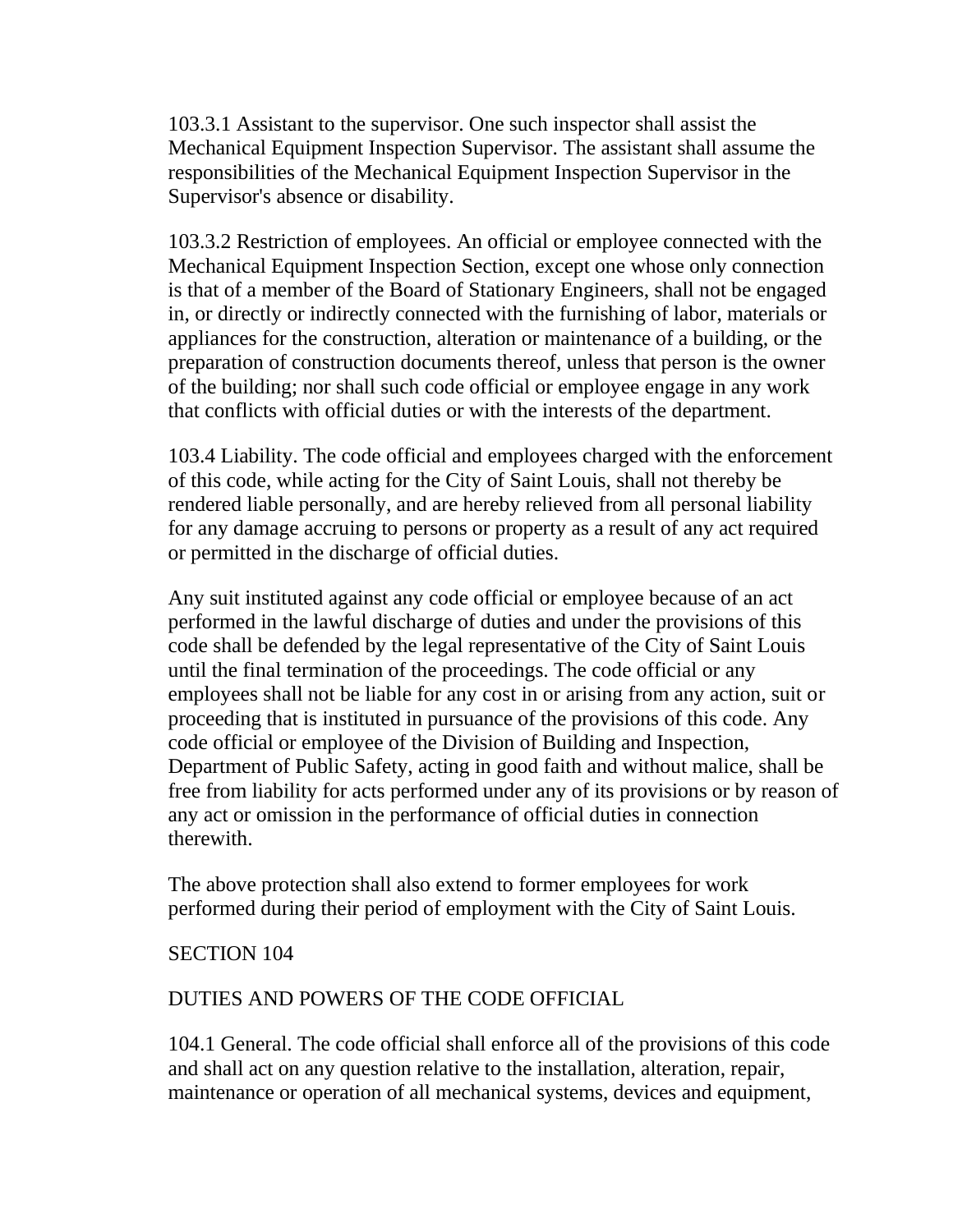103.3.1 Assistant to the supervisor. One such inspector shall assist the Mechanical Equipment Inspection Supervisor. The assistant shall assume the responsibilities of the Mechanical Equipment Inspection Supervisor in the Supervisor's absence or disability.

103.3.2 Restriction of employees. An official or employee connected with the Mechanical Equipment Inspection Section, except one whose only connection is that of a member of the Board of Stationary Engineers, shall not be engaged in, or directly or indirectly connected with the furnishing of labor, materials or appliances for the construction, alteration or maintenance of a building, or the preparation of construction documents thereof, unless that person is the owner of the building; nor shall such code official or employee engage in any work that conflicts with official duties or with the interests of the department.

103.4 Liability. The code official and employees charged with the enforcement of this code, while acting for the City of Saint Louis, shall not thereby be rendered liable personally, and are hereby relieved from all personal liability for any damage accruing to persons or property as a result of any act required or permitted in the discharge of official duties.

Any suit instituted against any code official or employee because of an act performed in the lawful discharge of duties and under the provisions of this code shall be defended by the legal representative of the City of Saint Louis until the final termination of the proceedings. The code official or any employees shall not be liable for any cost in or arising from any action, suit or proceeding that is instituted in pursuance of the provisions of this code. Any code official or employee of the Division of Building and Inspection, Department of Public Safety, acting in good faith and without malice, shall be free from liability for acts performed under any of its provisions or by reason of any act or omission in the performance of official duties in connection therewith.

The above protection shall also extend to former employees for work performed during their period of employment with the City of Saint Louis.

## SECTION 104

## DUTIES AND POWERS OF THE CODE OFFICIAL

104.1 General. The code official shall enforce all of the provisions of this code and shall act on any question relative to the installation, alteration, repair, maintenance or operation of all mechanical systems, devices and equipment,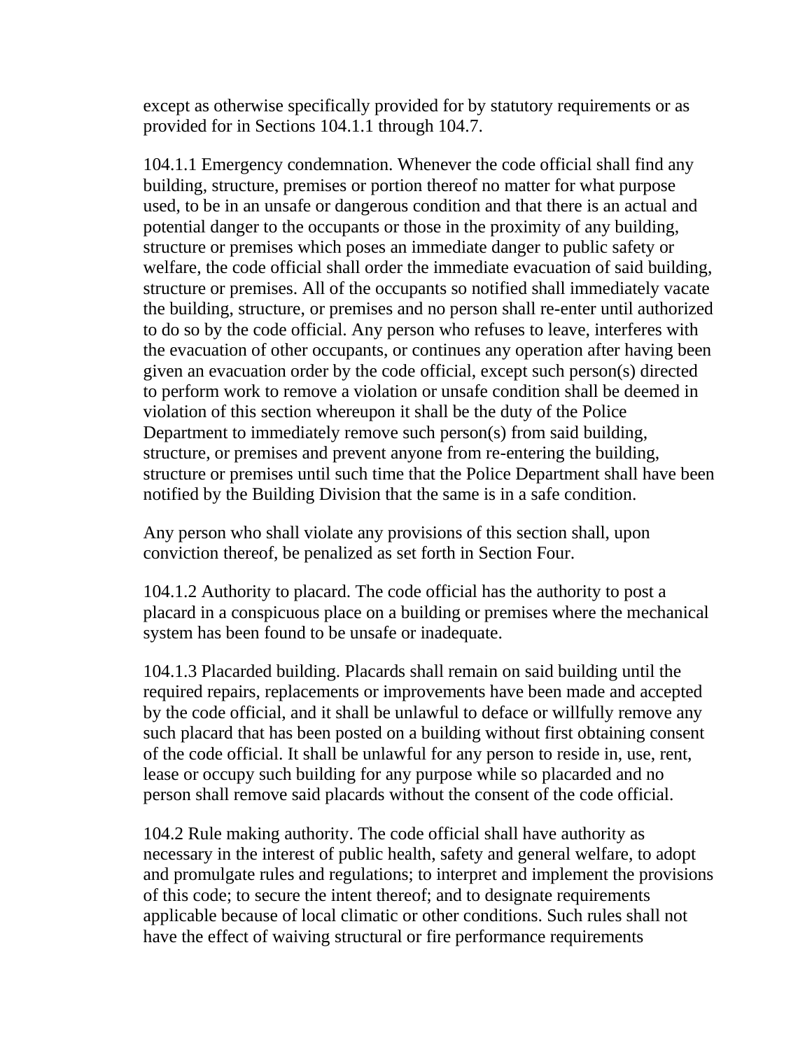except as otherwise specifically provided for by statutory requirements or as provided for in Sections 104.1.1 through 104.7.

104.1.1 Emergency condemnation. Whenever the code official shall find any building, structure, premises or portion thereof no matter for what purpose used, to be in an unsafe or dangerous condition and that there is an actual and potential danger to the occupants or those in the proximity of any building, structure or premises which poses an immediate danger to public safety or welfare, the code official shall order the immediate evacuation of said building, structure or premises. All of the occupants so notified shall immediately vacate the building, structure, or premises and no person shall re-enter until authorized to do so by the code official. Any person who refuses to leave, interferes with the evacuation of other occupants, or continues any operation after having been given an evacuation order by the code official, except such person(s) directed to perform work to remove a violation or unsafe condition shall be deemed in violation of this section whereupon it shall be the duty of the Police Department to immediately remove such person(s) from said building, structure, or premises and prevent anyone from re-entering the building, structure or premises until such time that the Police Department shall have been notified by the Building Division that the same is in a safe condition.

Any person who shall violate any provisions of this section shall, upon conviction thereof, be penalized as set forth in Section Four.

104.1.2 Authority to placard. The code official has the authority to post a placard in a conspicuous place on a building or premises where the mechanical system has been found to be unsafe or inadequate.

104.1.3 Placarded building. Placards shall remain on said building until the required repairs, replacements or improvements have been made and accepted by the code official, and it shall be unlawful to deface or willfully remove any such placard that has been posted on a building without first obtaining consent of the code official. It shall be unlawful for any person to reside in, use, rent, lease or occupy such building for any purpose while so placarded and no person shall remove said placards without the consent of the code official.

104.2 Rule making authority. The code official shall have authority as necessary in the interest of public health, safety and general welfare, to adopt and promulgate rules and regulations; to interpret and implement the provisions of this code; to secure the intent thereof; and to designate requirements applicable because of local climatic or other conditions. Such rules shall not have the effect of waiving structural or fire performance requirements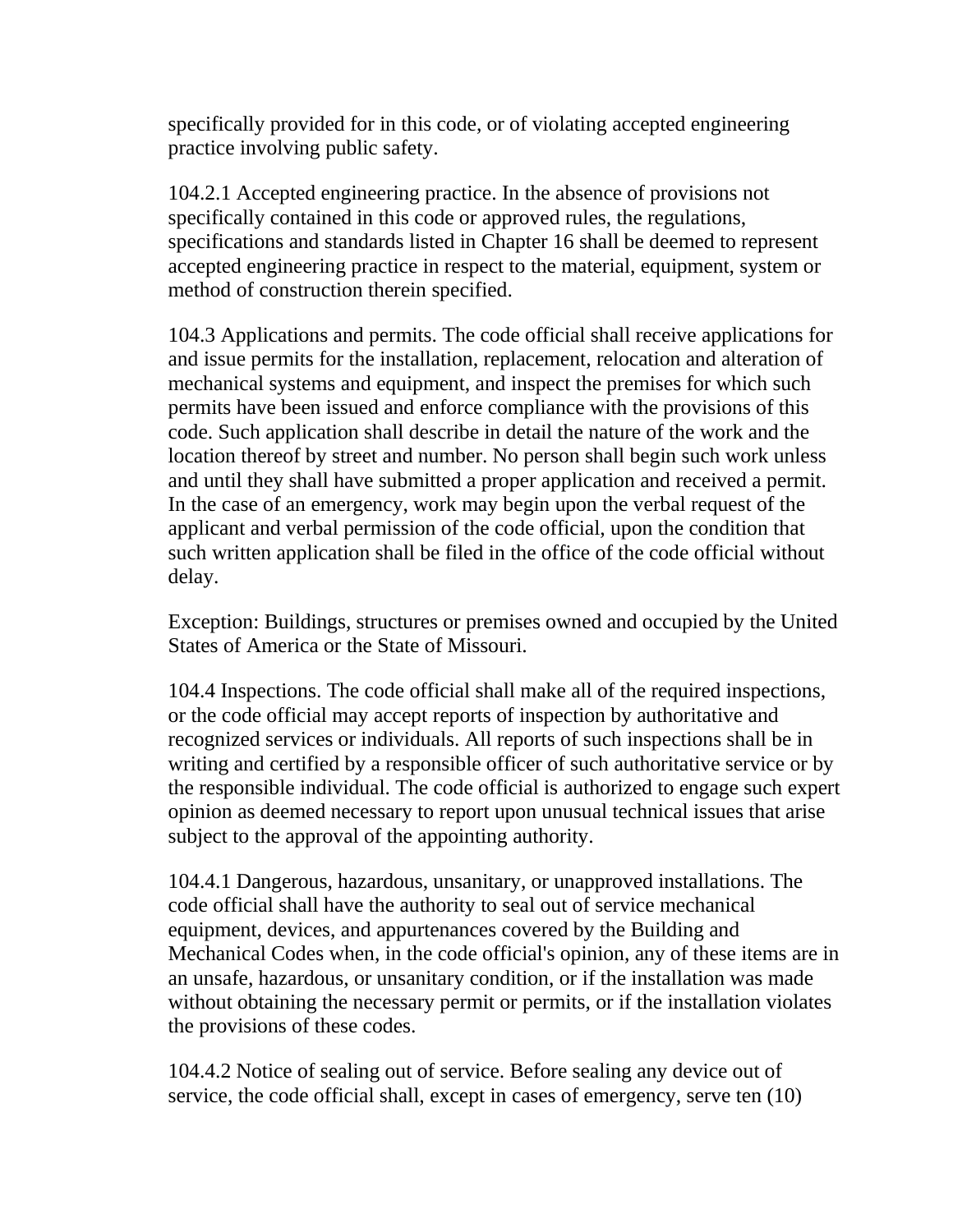specifically provided for in this code, or of violating accepted engineering practice involving public safety.

104.2.1 Accepted engineering practice. In the absence of provisions not specifically contained in this code or approved rules, the regulations, specifications and standards listed in Chapter 16 shall be deemed to represent accepted engineering practice in respect to the material, equipment, system or method of construction therein specified.

104.3 Applications and permits. The code official shall receive applications for and issue permits for the installation, replacement, relocation and alteration of mechanical systems and equipment, and inspect the premises for which such permits have been issued and enforce compliance with the provisions of this code. Such application shall describe in detail the nature of the work and the location thereof by street and number. No person shall begin such work unless and until they shall have submitted a proper application and received a permit. In the case of an emergency, work may begin upon the verbal request of the applicant and verbal permission of the code official, upon the condition that such written application shall be filed in the office of the code official without delay.

Exception: Buildings, structures or premises owned and occupied by the United States of America or the State of Missouri.

104.4 Inspections. The code official shall make all of the required inspections, or the code official may accept reports of inspection by authoritative and recognized services or individuals. All reports of such inspections shall be in writing and certified by a responsible officer of such authoritative service or by the responsible individual. The code official is authorized to engage such expert opinion as deemed necessary to report upon unusual technical issues that arise subject to the approval of the appointing authority.

104.4.1 Dangerous, hazardous, unsanitary, or unapproved installations. The code official shall have the authority to seal out of service mechanical equipment, devices, and appurtenances covered by the Building and Mechanical Codes when, in the code official's opinion, any of these items are in an unsafe, hazardous, or unsanitary condition, or if the installation was made without obtaining the necessary permit or permits, or if the installation violates the provisions of these codes.

104.4.2 Notice of sealing out of service. Before sealing any device out of service, the code official shall, except in cases of emergency, serve ten (10)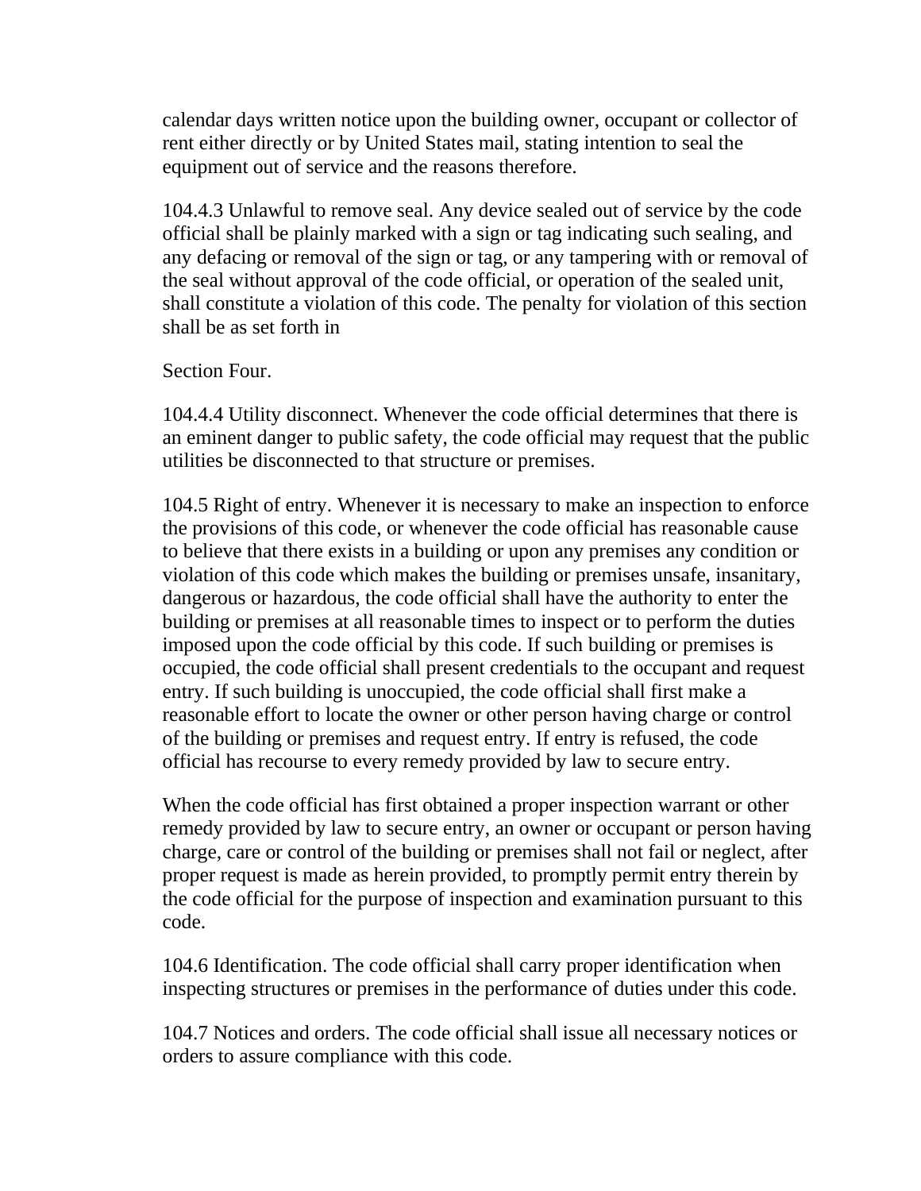calendar days written notice upon the building owner, occupant or collector of rent either directly or by United States mail, stating intention to seal the equipment out of service and the reasons therefore.

104.4.3 Unlawful to remove seal. Any device sealed out of service by the code official shall be plainly marked with a sign or tag indicating such sealing, and any defacing or removal of the sign or tag, or any tampering with or removal of the seal without approval of the code official, or operation of the sealed unit, shall constitute a violation of this code. The penalty for violation of this section shall be as set forth in

Section Four.

104.4.4 Utility disconnect. Whenever the code official determines that there is an eminent danger to public safety, the code official may request that the public utilities be disconnected to that structure or premises.

104.5 Right of entry. Whenever it is necessary to make an inspection to enforce the provisions of this code, or whenever the code official has reasonable cause to believe that there exists in a building or upon any premises any condition or violation of this code which makes the building or premises unsafe, insanitary, dangerous or hazardous, the code official shall have the authority to enter the building or premises at all reasonable times to inspect or to perform the duties imposed upon the code official by this code. If such building or premises is occupied, the code official shall present credentials to the occupant and request entry. If such building is unoccupied, the code official shall first make a reasonable effort to locate the owner or other person having charge or control of the building or premises and request entry. If entry is refused, the code official has recourse to every remedy provided by law to secure entry.

When the code official has first obtained a proper inspection warrant or other remedy provided by law to secure entry, an owner or occupant or person having charge, care or control of the building or premises shall not fail or neglect, after proper request is made as herein provided, to promptly permit entry therein by the code official for the purpose of inspection and examination pursuant to this code.

104.6 Identification. The code official shall carry proper identification when inspecting structures or premises in the performance of duties under this code.

104.7 Notices and orders. The code official shall issue all necessary notices or orders to assure compliance with this code.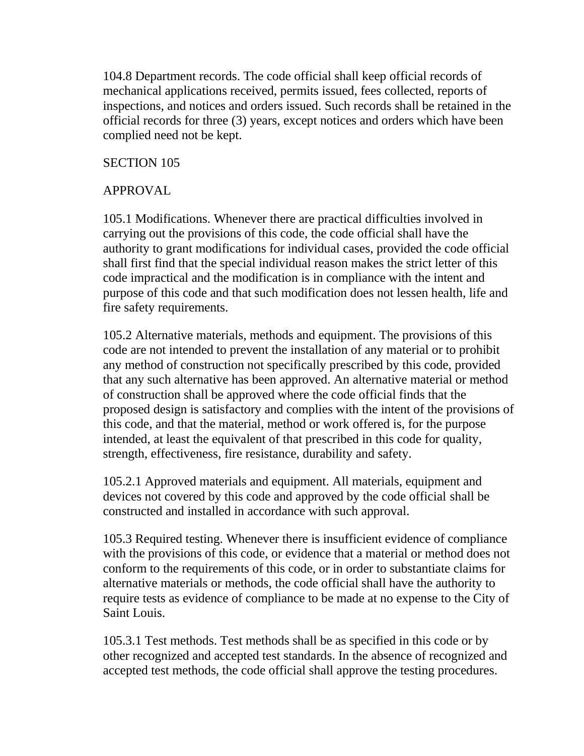104.8 Department records. The code official shall keep official records of mechanical applications received, permits issued, fees collected, reports of inspections, and notices and orders issued. Such records shall be retained in the official records for three (3) years, except notices and orders which have been complied need not be kept.

## SECTION 105

## APPROVAL

105.1 Modifications. Whenever there are practical difficulties involved in carrying out the provisions of this code, the code official shall have the authority to grant modifications for individual cases, provided the code official shall first find that the special individual reason makes the strict letter of this code impractical and the modification is in compliance with the intent and purpose of this code and that such modification does not lessen health, life and fire safety requirements.

105.2 Alternative materials, methods and equipment. The provisions of this code are not intended to prevent the installation of any material or to prohibit any method of construction not specifically prescribed by this code, provided that any such alternative has been approved. An alternative material or method of construction shall be approved where the code official finds that the proposed design is satisfactory and complies with the intent of the provisions of this code, and that the material, method or work offered is, for the purpose intended, at least the equivalent of that prescribed in this code for quality, strength, effectiveness, fire resistance, durability and safety.

105.2.1 Approved materials and equipment. All materials, equipment and devices not covered by this code and approved by the code official shall be constructed and installed in accordance with such approval.

105.3 Required testing. Whenever there is insufficient evidence of compliance with the provisions of this code, or evidence that a material or method does not conform to the requirements of this code, or in order to substantiate claims for alternative materials or methods, the code official shall have the authority to require tests as evidence of compliance to be made at no expense to the City of Saint Louis.

105.3.1 Test methods. Test methods shall be as specified in this code or by other recognized and accepted test standards. In the absence of recognized and accepted test methods, the code official shall approve the testing procedures.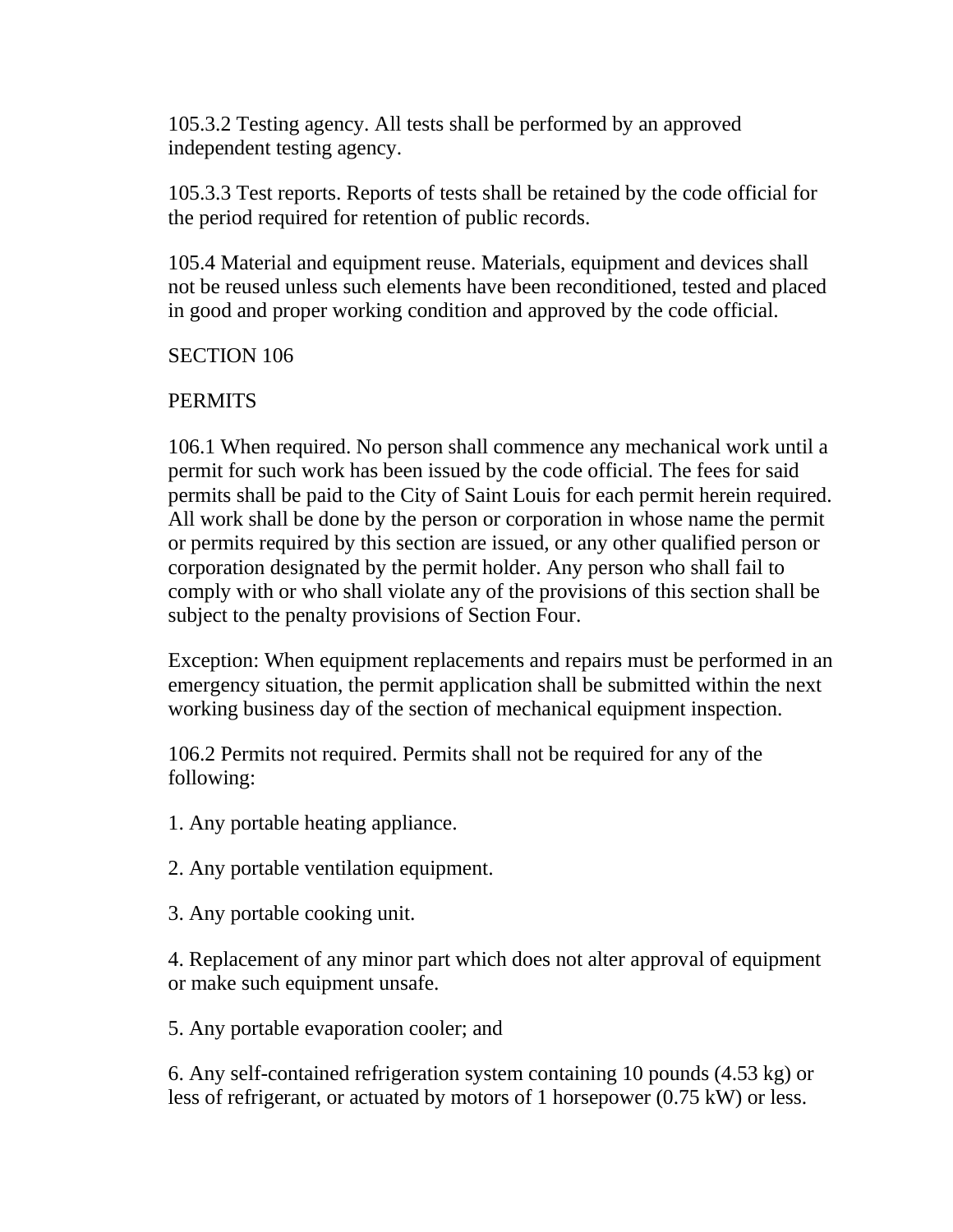105.3.2 Testing agency. All tests shall be performed by an approved independent testing agency.

105.3.3 Test reports. Reports of tests shall be retained by the code official for the period required for retention of public records.

105.4 Material and equipment reuse. Materials, equipment and devices shall not be reused unless such elements have been reconditioned, tested and placed in good and proper working condition and approved by the code official.

SECTION 106

PERMITS

106.1 When required. No person shall commence any mechanical work until a permit for such work has been issued by the code official. The fees for said permits shall be paid to the City of Saint Louis for each permit herein required. All work shall be done by the person or corporation in whose name the permit or permits required by this section are issued, or any other qualified person or corporation designated by the permit holder. Any person who shall fail to comply with or who shall violate any of the provisions of this section shall be subject to the penalty provisions of Section Four.

Exception: When equipment replacements and repairs must be performed in an emergency situation, the permit application shall be submitted within the next working business day of the section of mechanical equipment inspection.

106.2 Permits not required. Permits shall not be required for any of the following:

1. Any portable heating appliance.

2. Any portable ventilation equipment.

3. Any portable cooking unit.

4. Replacement of any minor part which does not alter approval of equipment or make such equipment unsafe.

5. Any portable evaporation cooler; and

6. Any self-contained refrigeration system containing 10 pounds (4.53 kg) or less of refrigerant, or actuated by motors of 1 horsepower (0.75 kW) or less.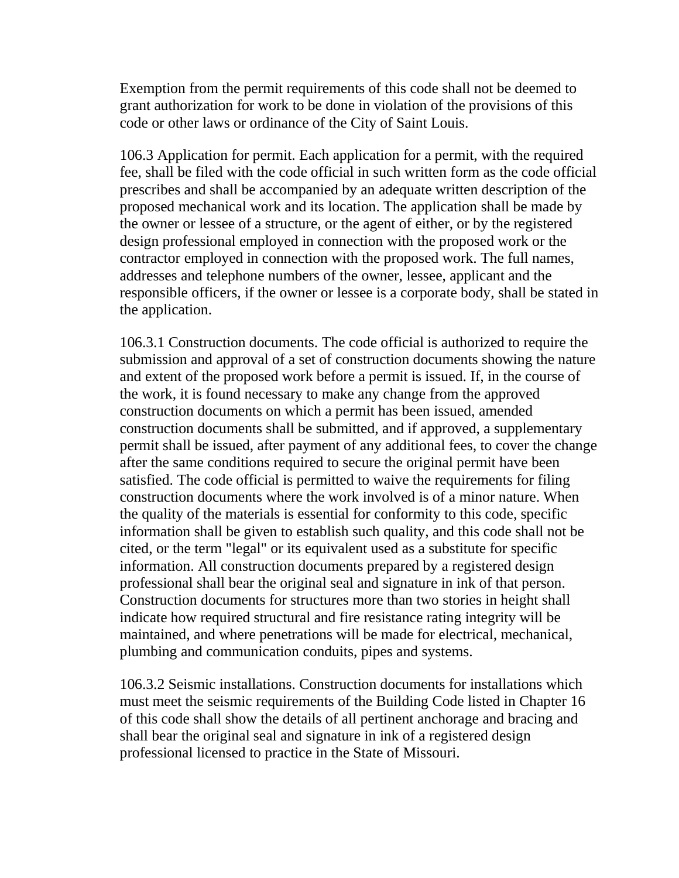Exemption from the permit requirements of this code shall not be deemed to grant authorization for work to be done in violation of the provisions of this code or other laws or ordinance of the City of Saint Louis.

106.3 Application for permit. Each application for a permit, with the required fee, shall be filed with the code official in such written form as the code official prescribes and shall be accompanied by an adequate written description of the proposed mechanical work and its location. The application shall be made by the owner or lessee of a structure, or the agent of either, or by the registered design professional employed in connection with the proposed work or the contractor employed in connection with the proposed work. The full names, addresses and telephone numbers of the owner, lessee, applicant and the responsible officers, if the owner or lessee is a corporate body, shall be stated in the application.

106.3.1 Construction documents. The code official is authorized to require the submission and approval of a set of construction documents showing the nature and extent of the proposed work before a permit is issued. If, in the course of the work, it is found necessary to make any change from the approved construction documents on which a permit has been issued, amended construction documents shall be submitted, and if approved, a supplementary permit shall be issued, after payment of any additional fees, to cover the change after the same conditions required to secure the original permit have been satisfied. The code official is permitted to waive the requirements for filing construction documents where the work involved is of a minor nature. When the quality of the materials is essential for conformity to this code, specific information shall be given to establish such quality, and this code shall not be cited, or the term "legal" or its equivalent used as a substitute for specific information. All construction documents prepared by a registered design professional shall bear the original seal and signature in ink of that person. Construction documents for structures more than two stories in height shall indicate how required structural and fire resistance rating integrity will be maintained, and where penetrations will be made for electrical, mechanical, plumbing and communication conduits, pipes and systems.

106.3.2 Seismic installations. Construction documents for installations which must meet the seismic requirements of the Building Code listed in Chapter 16 of this code shall show the details of all pertinent anchorage and bracing and shall bear the original seal and signature in ink of a registered design professional licensed to practice in the State of Missouri.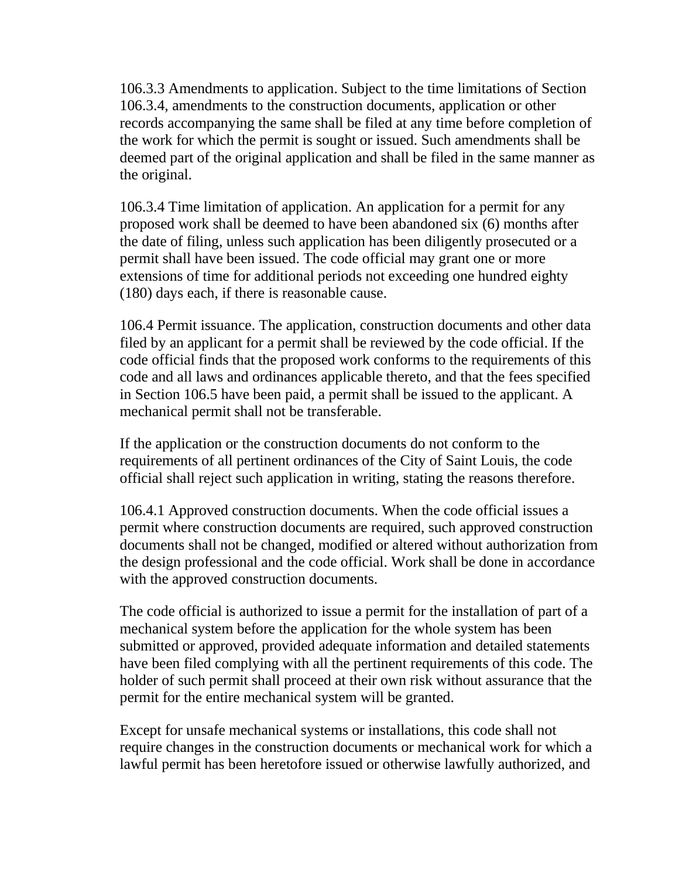106.3.3 Amendments to application. Subject to the time limitations of Section 106.3.4, amendments to the construction documents, application or other records accompanying the same shall be filed at any time before completion of the work for which the permit is sought or issued. Such amendments shall be deemed part of the original application and shall be filed in the same manner as the original.

106.3.4 Time limitation of application. An application for a permit for any proposed work shall be deemed to have been abandoned six (6) months after the date of filing, unless such application has been diligently prosecuted or a permit shall have been issued. The code official may grant one or more extensions of time for additional periods not exceeding one hundred eighty (180) days each, if there is reasonable cause.

106.4 Permit issuance. The application, construction documents and other data filed by an applicant for a permit shall be reviewed by the code official. If the code official finds that the proposed work conforms to the requirements of this code and all laws and ordinances applicable thereto, and that the fees specified in Section 106.5 have been paid, a permit shall be issued to the applicant. A mechanical permit shall not be transferable.

If the application or the construction documents do not conform to the requirements of all pertinent ordinances of the City of Saint Louis, the code official shall reject such application in writing, stating the reasons therefore.

106.4.1 Approved construction documents. When the code official issues a permit where construction documents are required, such approved construction documents shall not be changed, modified or altered without authorization from the design professional and the code official. Work shall be done in accordance with the approved construction documents.

The code official is authorized to issue a permit for the installation of part of a mechanical system before the application for the whole system has been submitted or approved, provided adequate information and detailed statements have been filed complying with all the pertinent requirements of this code. The holder of such permit shall proceed at their own risk without assurance that the permit for the entire mechanical system will be granted.

Except for unsafe mechanical systems or installations, this code shall not require changes in the construction documents or mechanical work for which a lawful permit has been heretofore issued or otherwise lawfully authorized, and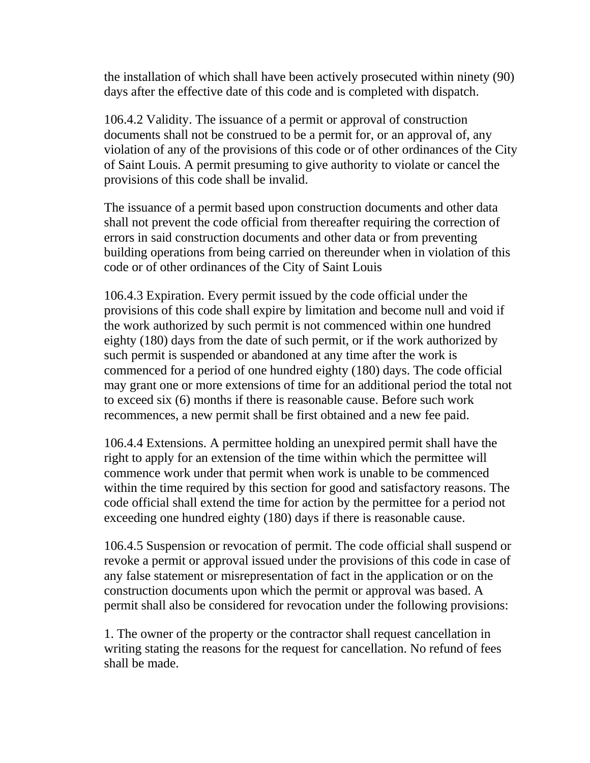the installation of which shall have been actively prosecuted within ninety (90) days after the effective date of this code and is completed with dispatch.

106.4.2 Validity. The issuance of a permit or approval of construction documents shall not be construed to be a permit for, or an approval of, any violation of any of the provisions of this code or of other ordinances of the City of Saint Louis. A permit presuming to give authority to violate or cancel the provisions of this code shall be invalid.

The issuance of a permit based upon construction documents and other data shall not prevent the code official from thereafter requiring the correction of errors in said construction documents and other data or from preventing building operations from being carried on thereunder when in violation of this code or of other ordinances of the City of Saint Louis

106.4.3 Expiration. Every permit issued by the code official under the provisions of this code shall expire by limitation and become null and void if the work authorized by such permit is not commenced within one hundred eighty (180) days from the date of such permit, or if the work authorized by such permit is suspended or abandoned at any time after the work is commenced for a period of one hundred eighty (180) days. The code official may grant one or more extensions of time for an additional period the total not to exceed six (6) months if there is reasonable cause. Before such work recommences, a new permit shall be first obtained and a new fee paid.

106.4.4 Extensions. A permittee holding an unexpired permit shall have the right to apply for an extension of the time within which the permittee will commence work under that permit when work is unable to be commenced within the time required by this section for good and satisfactory reasons. The code official shall extend the time for action by the permittee for a period not exceeding one hundred eighty (180) days if there is reasonable cause.

106.4.5 Suspension or revocation of permit. The code official shall suspend or revoke a permit or approval issued under the provisions of this code in case of any false statement or misrepresentation of fact in the application or on the construction documents upon which the permit or approval was based. A permit shall also be considered for revocation under the following provisions:

1. The owner of the property or the contractor shall request cancellation in writing stating the reasons for the request for cancellation. No refund of fees shall be made.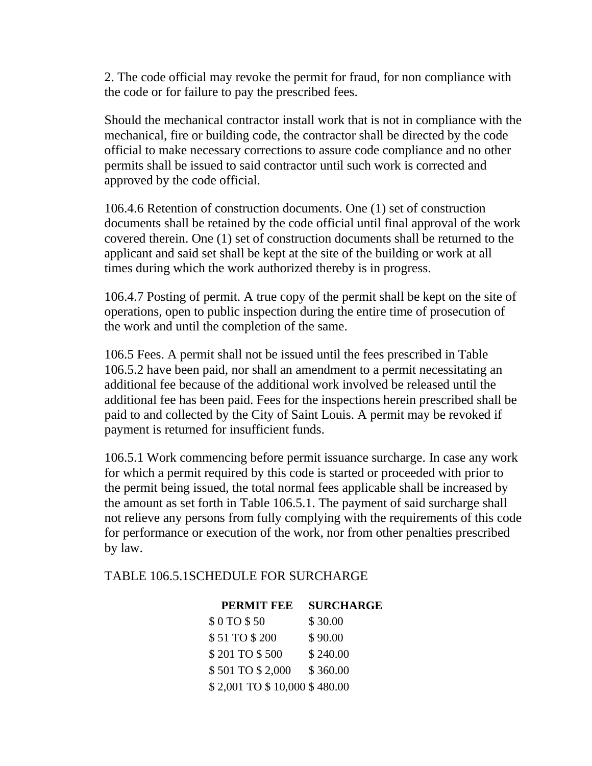2. The code official may revoke the permit for fraud, for non compliance with the code or for failure to pay the prescribed fees.

Should the mechanical contractor install work that is not in compliance with the mechanical, fire or building code, the contractor shall be directed by the code official to make necessary corrections to assure code compliance and no other permits shall be issued to said contractor until such work is corrected and approved by the code official.

106.4.6 Retention of construction documents. One (1) set of construction documents shall be retained by the code official until final approval of the work covered therein. One (1) set of construction documents shall be returned to the applicant and said set shall be kept at the site of the building or work at all times during which the work authorized thereby is in progress.

106.4.7 Posting of permit. A true copy of the permit shall be kept on the site of operations, open to public inspection during the entire time of prosecution of the work and until the completion of the same.

106.5 Fees. A permit shall not be issued until the fees prescribed in Table 106.5.2 have been paid, nor shall an amendment to a permit necessitating an additional fee because of the additional work involved be released until the additional fee has been paid. Fees for the inspections herein prescribed shall be paid to and collected by the City of Saint Louis. A permit may be revoked if payment is returned for insufficient funds.

106.5.1 Work commencing before permit issuance surcharge. In case any work for which a permit required by this code is started or proceeded with prior to the permit being issued, the total normal fees applicable shall be increased by the amount as set forth in Table 106.5.1. The payment of said surcharge shall not relieve any persons from fully complying with the requirements of this code for performance or execution of the work, nor from other penalties prescribed by law.

TABLE 106.5.1SCHEDULE FOR SURCHARGE

| PERMIT FEE | SURCHARGE |
|---|---|
| $ 0 TO $ 50 | $ 30.00 |
| $ 51 TO $ 200 | $ 90.00 |
| $ 201 TO $ 500 | $ 240.00 |
| $ 501 TO $ 2,000 | $ 360.00 |
| $ 2,001 TO $ 10,000 | $ 480.00 |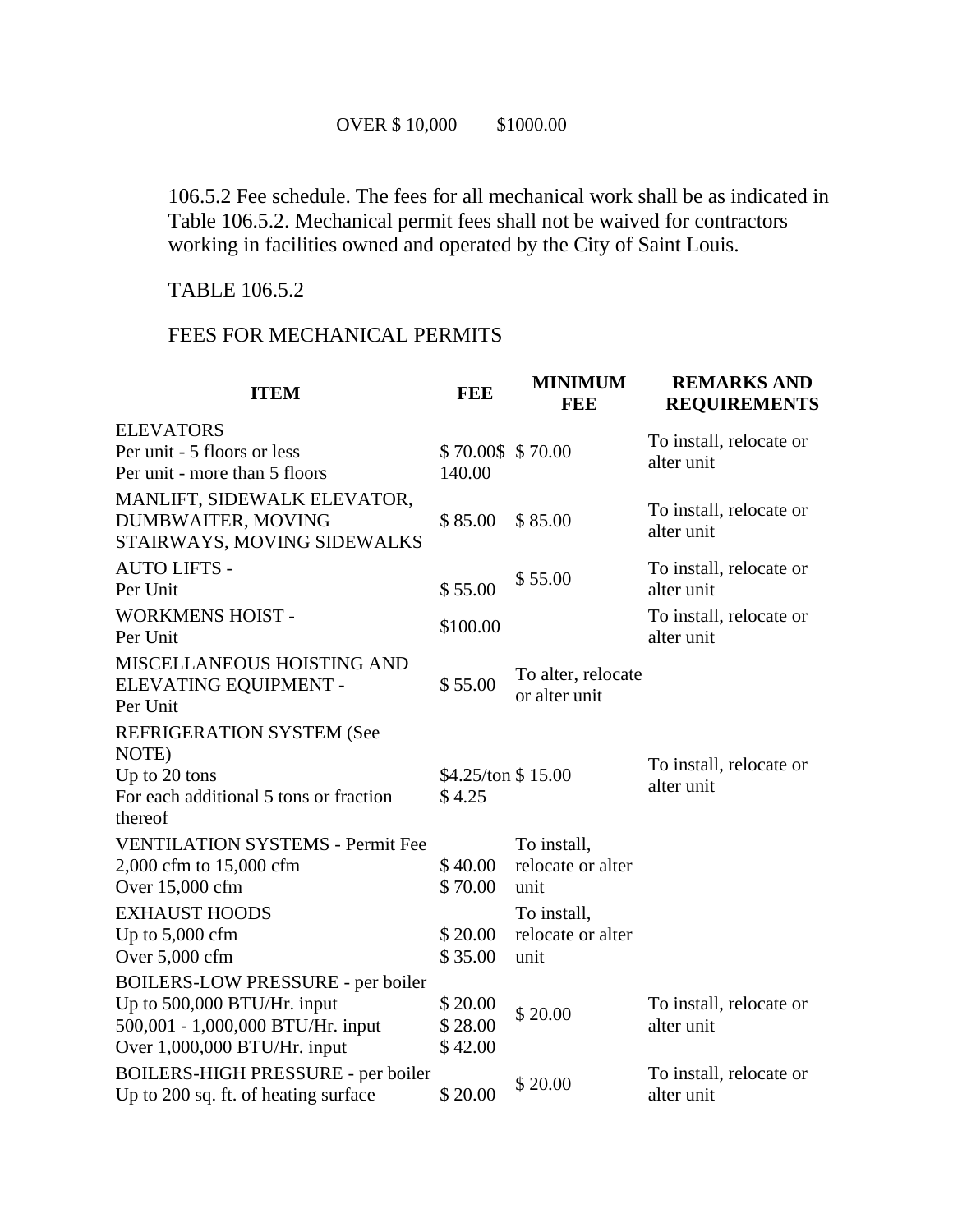OVER $ 10,000 $1000.00

106.5.2 Fee schedule. The fees for all mechanical work shall be as indicated in Table 106.5.2. Mechanical permit fees shall not be waived for contractors working in facilities owned and operated by the City of Saint Louis.

TABLE 106.5.2

FEES FOR MECHANICAL PERMITS

| ITEM | FEE | MINIMUM FEE | REMARKS AND REQUIREMENTS |
|---|---|---|---|
| ELEVATORS<br>Per unit - 5 floors or less<br>Per unit - more than 5 floors | $ 70.00$ 140.00 | $ 70.00 | To install, relocate or alter unit |
| MANLIFT, SIDEWALK ELEVATOR, DUMBWAITER, MOVING STAIRWAYS, MOVING SIDEWALKS | $ 85.00 | $ 85.00 | To install, relocate or alter unit |
| AUTO LIFTS -<br>Per Unit | $ 55.00 | $ 55.00 | To install, relocate or alter unit |
| WORKMENS HOIST -<br>Per Unit | $100.00 | | To install, relocate or alter unit |
| MISCELLANEOUS HOISTING AND ELEVATING EQUIPMENT -<br>Per Unit | $ 55.00 | To alter, relocate or alter unit | |
| REFRIGERATION SYSTEM (See NOTE)<br>Up to 20 tons<br>For each additional 5 tons or fraction thereof | $4.25/ton<br>$ 4.25 | $ 15.00 | To install, relocate or alter unit |
| VENTILATION SYSTEMS - Permit Fee<br>2,000 cfm to 15,000 cfm<br>Over 15,000 cfm | $ 40.00<br>$ 70.00 | To install, relocate or alter unit | |
| EXHAUST HOODS<br>Up to 5,000 cfm<br>Over 5,000 cfm | $ 20.00<br>$ 35.00 | To install, relocate or alter unit | |
| BOILERS-LOW PRESSURE - per boiler<br>Up to 500,000 BTU/Hr. input<br>500,001 - 1,000,000 BTU/Hr. input<br>Over 1,000,000 BTU/Hr. input | $ 20.00<br>$ 28.00<br>$ 42.00 | $ 20.00 | To install, relocate or alter unit |
| BOILERS-HIGH PRESSURE - per boiler<br>Up to 200 sq. ft. of heating surface | $ 20.00 | $ 20.00 | To install, relocate or alter unit |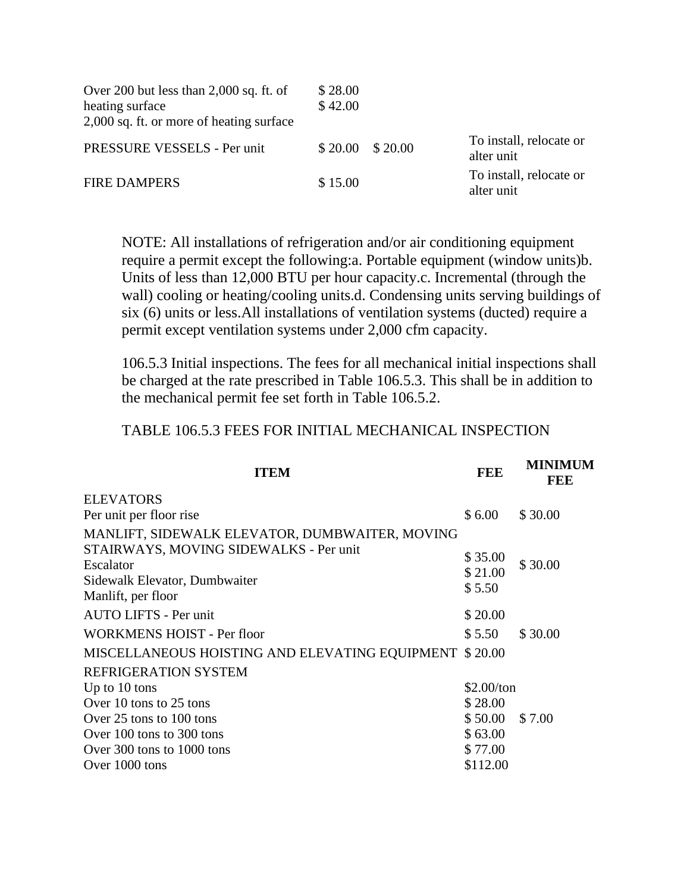| | | | |
|---|---|---|---|
| Over 200 but less than 2,000 sq. ft. of heating surface<br>2,000 sq. ft. or more of heating surface | $ 28.00<br>$ 42.00 | | |
| PRESSURE VESSELS - Per unit | $ 20.00 | $ 20.00 | To install, relocate or alter unit |
| FIRE DAMPERS | $ 15.00 | | To install, relocate or alter unit |

NOTE: All installations of refrigeration and/or air conditioning equipment require a permit except the following:a. Portable equipment (window units)b. Units of less than 12,000 BTU per hour capacity.c. Incremental (through the wall) cooling or heating/cooling units.d. Condensing units serving buildings of six (6) units or less.All installations of ventilation systems (ducted) require a permit except ventilation systems under 2,000 cfm capacity.

106.5.3 Initial inspections. The fees for all mechanical initial inspections shall be charged at the rate prescribed in Table 106.5.3. This shall be in addition to the mechanical permit fee set forth in Table 106.5.2.

TABLE 106.5.3 FEES FOR INITIAL MECHANICAL INSPECTION

| ITEM | FEE | MINIMUM FEE |
|---|---|---|
| ELEVATORS<br>Per unit per floor rise | $ 6.00 | $ 30.00 |
| MANLIFT, SIDEWALK ELEVATOR, DUMBWAITER, MOVING STAIRWAYS, MOVING SIDEWALKS - Per unit<br>Escalator<br>Sidewalk Elevator, Dumbwaiter<br>Manlift, per floor | $ 35.00<br>$ 21.00<br>$ 5.50 | $ 30.00 |
| AUTO LIFTS - Per unit | $ 20.00 | |
| WORKMENS HOIST - Per floor | $ 5.50 | $ 30.00 |
| MISCELLANEOUS HOISTING AND ELEVATING EQUIPMENT | $ 20.00 | |
| REFRIGERATION SYSTEM<br>Up to 10 tons<br>Over 10 tons to 25 tons<br>Over 25 tons to 100 tons<br>Over 100 tons to 300 tons<br>Over 300 tons to 1000 tons<br>Over 1000 tons | $2.00/ton<br>$ 28.00<br>$ 50.00<br>$ 63.00<br>$ 77.00<br>$112.00 | $ 7.00 |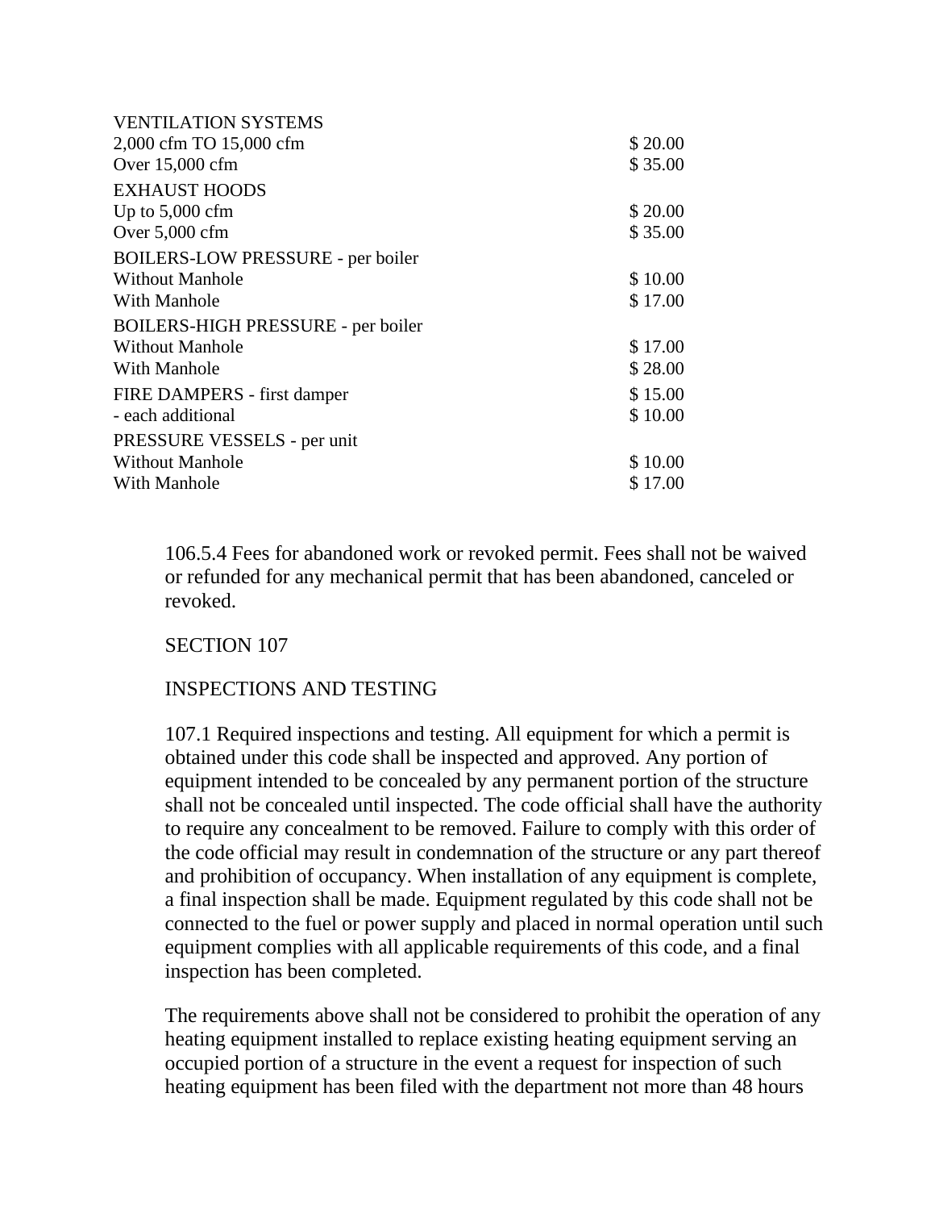| | |
|---|---|
| VENTILATION SYSTEMS | |
| 2,000 cfm TO 15,000 cfm | $ 20.00 |
| Over 15,000 cfm | $ 35.00 |
| EXHAUST HOODS | |
| Up to 5,000 cfm | $ 20.00 |
| Over 5,000 cfm | $ 35.00 |
| BOILERS-LOW PRESSURE - per boiler | |
| Without Manhole | $ 10.00 |
| With Manhole | $ 17.00 |
| BOILERS-HIGH PRESSURE - per boiler | |
| Without Manhole | $ 17.00 |
| With Manhole | $ 28.00 |
| FIRE DAMPERS - first damper | $ 15.00 |
| - each additional | $ 10.00 |
| PRESSURE VESSELS - per unit | |
| Without Manhole | $ 10.00 |
| With Manhole | $ 17.00 |

106.5.4 Fees for abandoned work or revoked permit. Fees shall not be waived or refunded for any mechanical permit that has been abandoned, canceled or revoked.

SECTION 107

INSPECTIONS AND TESTING

107.1 Required inspections and testing. All equipment for which a permit is obtained under this code shall be inspected and approved. Any portion of equipment intended to be concealed by any permanent portion of the structure shall not be concealed until inspected. The code official shall have the authority to require any concealment to be removed. Failure to comply with this order of the code official may result in condemnation of the structure or any part thereof and prohibition of occupancy. When installation of any equipment is complete, a final inspection shall be made. Equipment regulated by this code shall not be connected to the fuel or power supply and placed in normal operation until such equipment complies with all applicable requirements of this code, and a final inspection has been completed.

The requirements above shall not be considered to prohibit the operation of any heating equipment installed to replace existing heating equipment serving an occupied portion of a structure in the event a request for inspection of such heating equipment has been filed with the department not more than 48 hours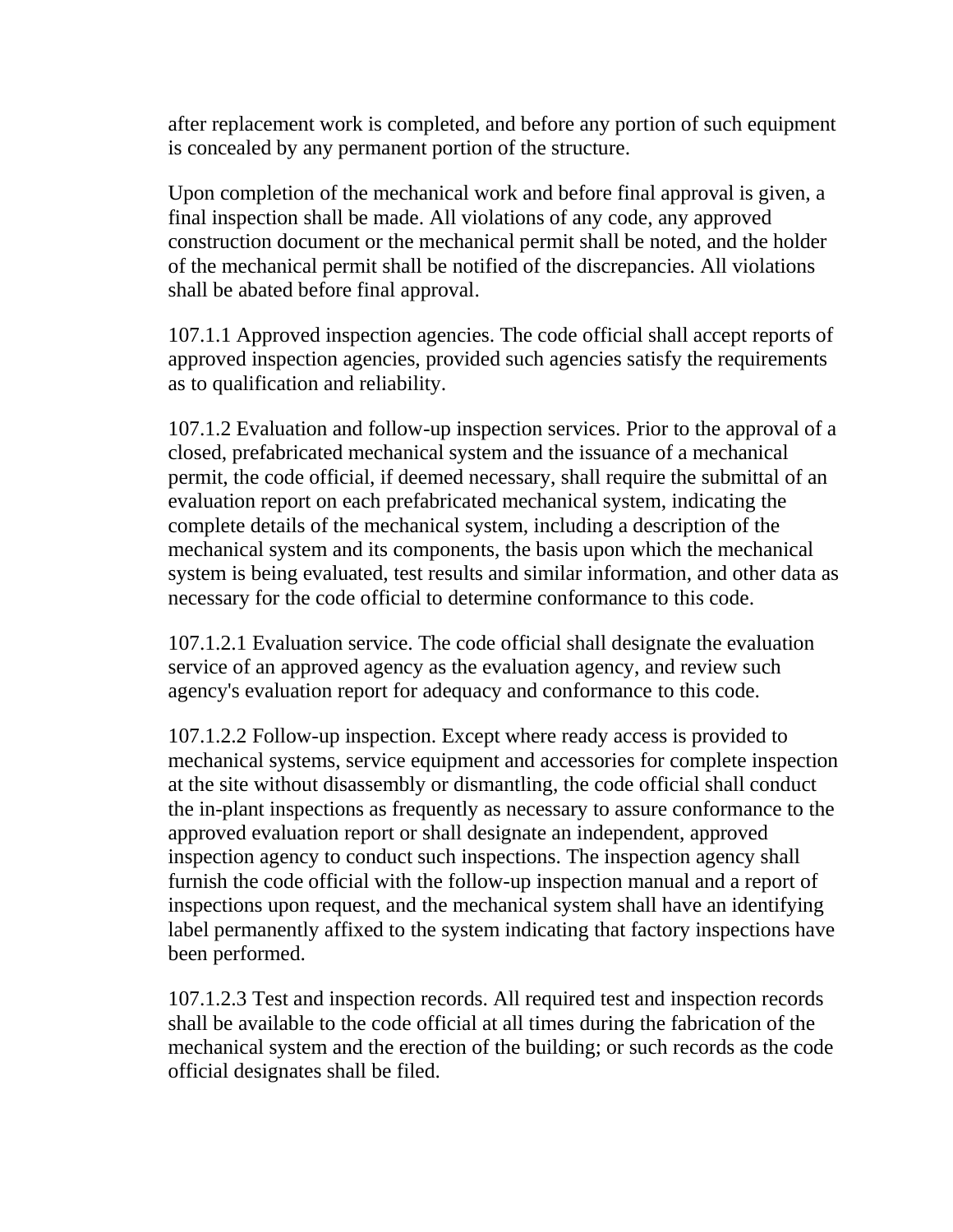after replacement work is completed, and before any portion of such equipment is concealed by any permanent portion of the structure.

Upon completion of the mechanical work and before final approval is given, a final inspection shall be made. All violations of any code, any approved construction document or the mechanical permit shall be noted, and the holder of the mechanical permit shall be notified of the discrepancies. All violations shall be abated before final approval.

107.1.1 Approved inspection agencies. The code official shall accept reports of approved inspection agencies, provided such agencies satisfy the requirements as to qualification and reliability.

107.1.2 Evaluation and follow-up inspection services. Prior to the approval of a closed, prefabricated mechanical system and the issuance of a mechanical permit, the code official, if deemed necessary, shall require the submittal of an evaluation report on each prefabricated mechanical system, indicating the complete details of the mechanical system, including a description of the mechanical system and its components, the basis upon which the mechanical system is being evaluated, test results and similar information, and other data as necessary for the code official to determine conformance to this code.

107.1.2.1 Evaluation service. The code official shall designate the evaluation service of an approved agency as the evaluation agency, and review such agency's evaluation report for adequacy and conformance to this code.

107.1.2.2 Follow-up inspection. Except where ready access is provided to mechanical systems, service equipment and accessories for complete inspection at the site without disassembly or dismantling, the code official shall conduct the in-plant inspections as frequently as necessary to assure conformance to the approved evaluation report or shall designate an independent, approved inspection agency to conduct such inspections. The inspection agency shall furnish the code official with the follow-up inspection manual and a report of inspections upon request, and the mechanical system shall have an identifying label permanently affixed to the system indicating that factory inspections have been performed.

107.1.2.3 Test and inspection records. All required test and inspection records shall be available to the code official at all times during the fabrication of the mechanical system and the erection of the building; or such records as the code official designates shall be filed.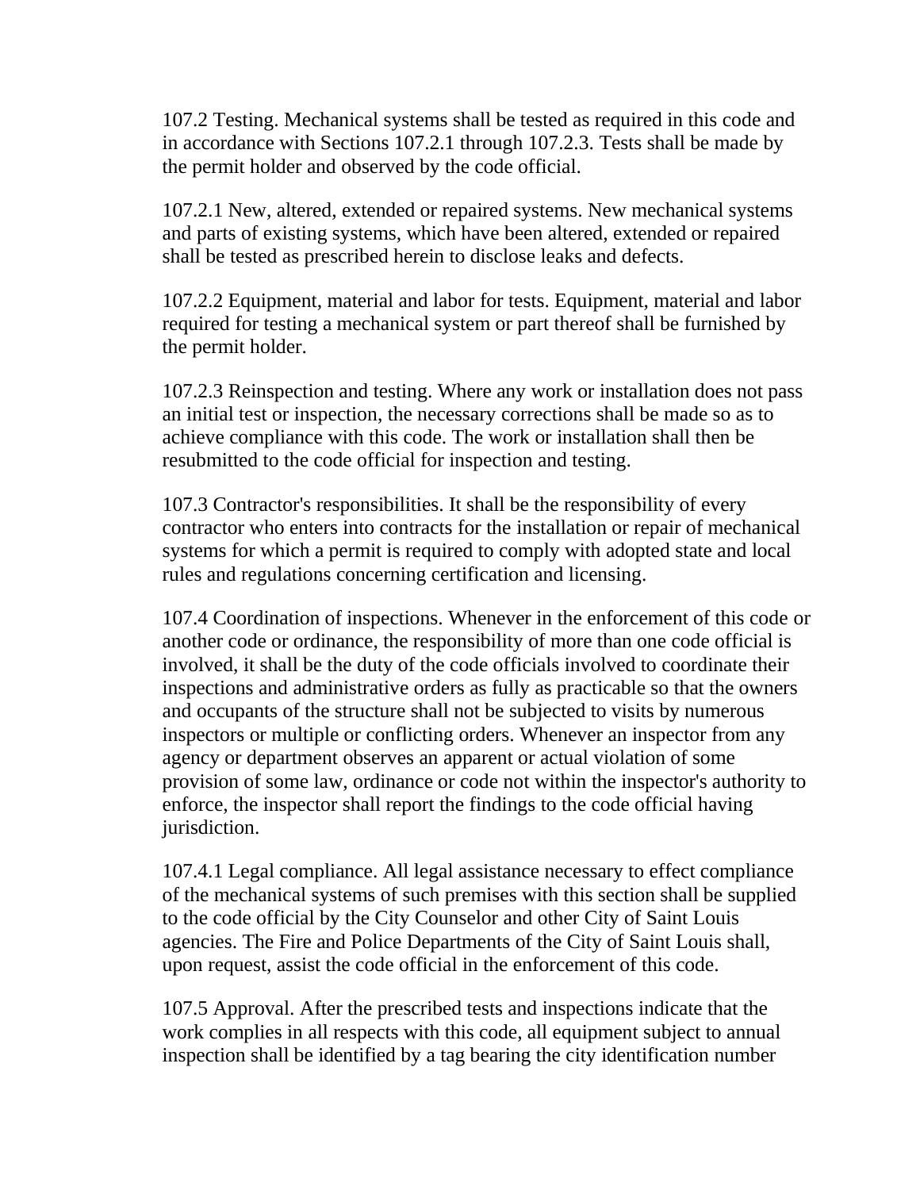107.2 Testing. Mechanical systems shall be tested as required in this code and in accordance with Sections 107.2.1 through 107.2.3. Tests shall be made by the permit holder and observed by the code official.

107.2.1 New, altered, extended or repaired systems. New mechanical systems and parts of existing systems, which have been altered, extended or repaired shall be tested as prescribed herein to disclose leaks and defects.

107.2.2 Equipment, material and labor for tests. Equipment, material and labor required for testing a mechanical system or part thereof shall be furnished by the permit holder.

107.2.3 Reinspection and testing. Where any work or installation does not pass an initial test or inspection, the necessary corrections shall be made so as to achieve compliance with this code. The work or installation shall then be resubmitted to the code official for inspection and testing.

107.3 Contractor's responsibilities. It shall be the responsibility of every contractor who enters into contracts for the installation or repair of mechanical systems for which a permit is required to comply with adopted state and local rules and regulations concerning certification and licensing.

107.4 Coordination of inspections. Whenever in the enforcement of this code or another code or ordinance, the responsibility of more than one code official is involved, it shall be the duty of the code officials involved to coordinate their inspections and administrative orders as fully as practicable so that the owners and occupants of the structure shall not be subjected to visits by numerous inspectors or multiple or conflicting orders. Whenever an inspector from any agency or department observes an apparent or actual violation of some provision of some law, ordinance or code not within the inspector's authority to enforce, the inspector shall report the findings to the code official having jurisdiction.

107.4.1 Legal compliance. All legal assistance necessary to effect compliance of the mechanical systems of such premises with this section shall be supplied to the code official by the City Counselor and other City of Saint Louis agencies. The Fire and Police Departments of the City of Saint Louis shall, upon request, assist the code official in the enforcement of this code.

107.5 Approval. After the prescribed tests and inspections indicate that the work complies in all respects with this code, all equipment subject to annual inspection shall be identified by a tag bearing the city identification number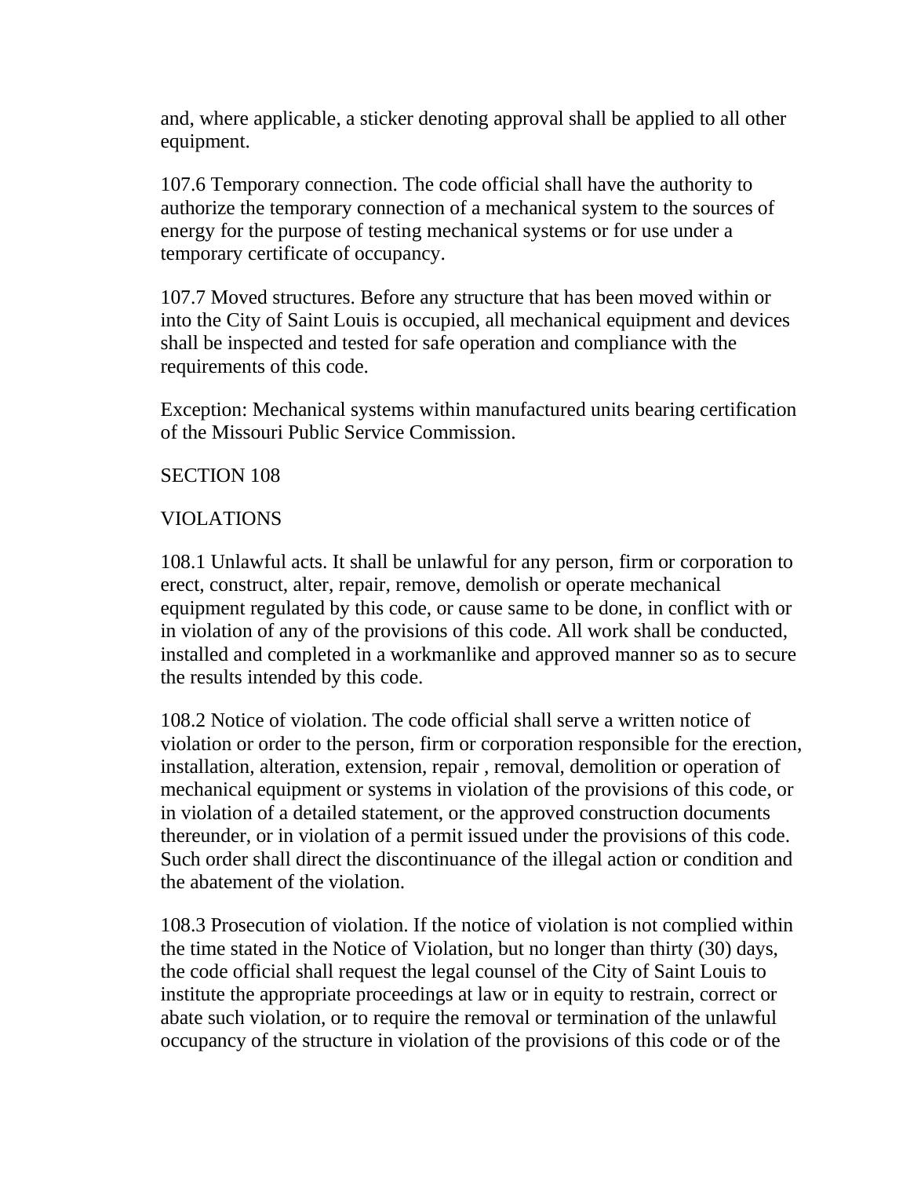and, where applicable, a sticker denoting approval shall be applied to all other equipment.

107.6 Temporary connection. The code official shall have the authority to authorize the temporary connection of a mechanical system to the sources of energy for the purpose of testing mechanical systems or for use under a temporary certificate of occupancy.

107.7 Moved structures. Before any structure that has been moved within or into the City of Saint Louis is occupied, all mechanical equipment and devices shall be inspected and tested for safe operation and compliance with the requirements of this code.

Exception: Mechanical systems within manufactured units bearing certification of the Missouri Public Service Commission.

## SECTION 108

## VIOLATIONS

108.1 Unlawful acts. It shall be unlawful for any person, firm or corporation to erect, construct, alter, repair, remove, demolish or operate mechanical equipment regulated by this code, or cause same to be done, in conflict with or in violation of any of the provisions of this code. All work shall be conducted, installed and completed in a workmanlike and approved manner so as to secure the results intended by this code.

108.2 Notice of violation. The code official shall serve a written notice of violation or order to the person, firm or corporation responsible for the erection, installation, alteration, extension, repair , removal, demolition or operation of mechanical equipment or systems in violation of the provisions of this code, or in violation of a detailed statement, or the approved construction documents thereunder, or in violation of a permit issued under the provisions of this code. Such order shall direct the discontinuance of the illegal action or condition and the abatement of the violation.

108.3 Prosecution of violation. If the notice of violation is not complied within the time stated in the Notice of Violation, but no longer than thirty (30) days, the code official shall request the legal counsel of the City of Saint Louis to institute the appropriate proceedings at law or in equity to restrain, correct or abate such violation, or to require the removal or termination of the unlawful occupancy of the structure in violation of the provisions of this code or of the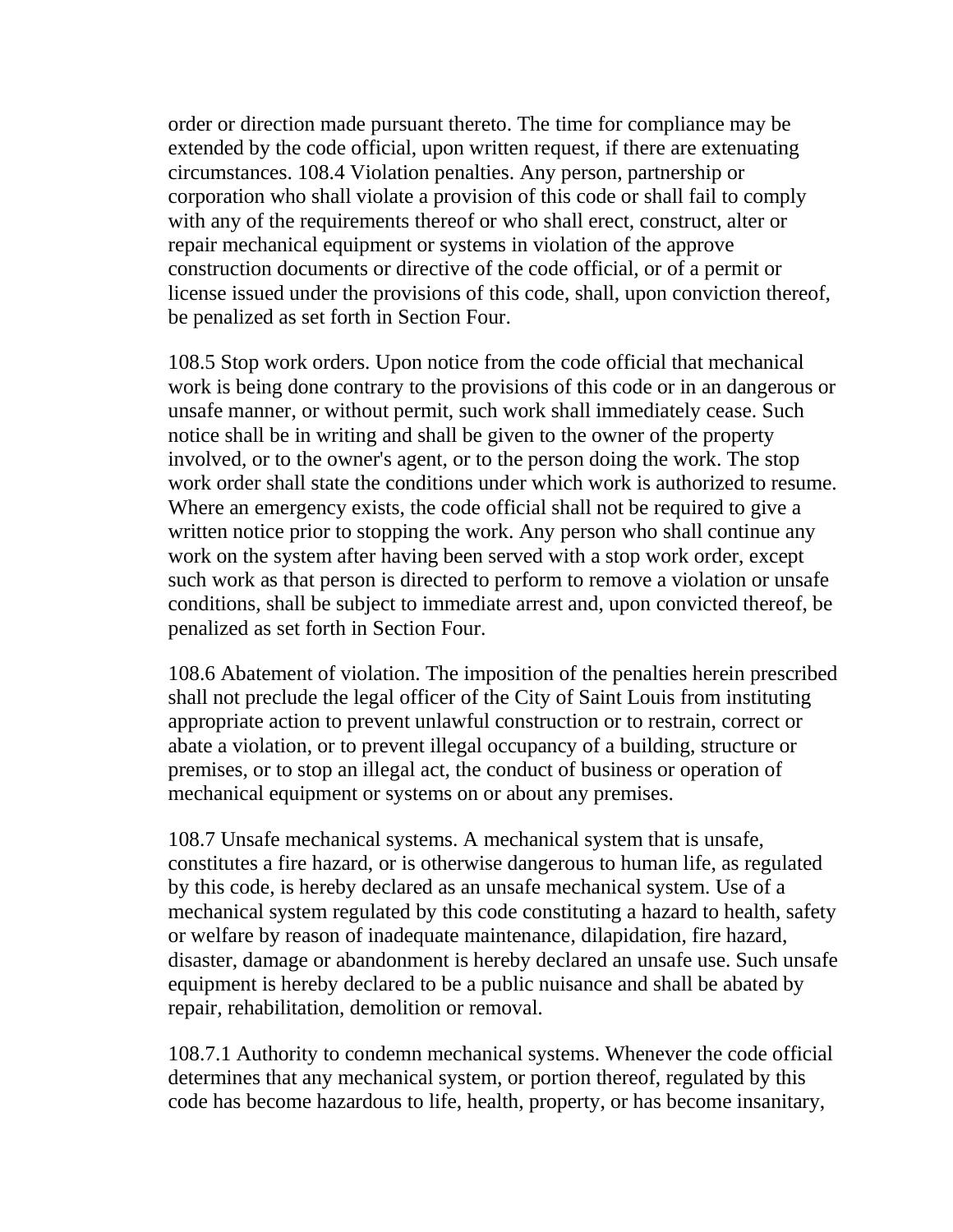order or direction made pursuant thereto. The time for compliance may be extended by the code official, upon written request, if there are extenuating circumstances. 108.4 Violation penalties. Any person, partnership or corporation who shall violate a provision of this code or shall fail to comply with any of the requirements thereof or who shall erect, construct, alter or repair mechanical equipment or systems in violation of the approve construction documents or directive of the code official, or of a permit or license issued under the provisions of this code, shall, upon conviction thereof, be penalized as set forth in Section Four.

108.5 Stop work orders. Upon notice from the code official that mechanical work is being done contrary to the provisions of this code or in an dangerous or unsafe manner, or without permit, such work shall immediately cease. Such notice shall be in writing and shall be given to the owner of the property involved, or to the owner's agent, or to the person doing the work. The stop work order shall state the conditions under which work is authorized to resume. Where an emergency exists, the code official shall not be required to give a written notice prior to stopping the work. Any person who shall continue any work on the system after having been served with a stop work order, except such work as that person is directed to perform to remove a violation or unsafe conditions, shall be subject to immediate arrest and, upon convicted thereof, be penalized as set forth in Section Four.

108.6 Abatement of violation. The imposition of the penalties herein prescribed shall not preclude the legal officer of the City of Saint Louis from instituting appropriate action to prevent unlawful construction or to restrain, correct or abate a violation, or to prevent illegal occupancy of a building, structure or premises, or to stop an illegal act, the conduct of business or operation of mechanical equipment or systems on or about any premises.

108.7 Unsafe mechanical systems. A mechanical system that is unsafe, constitutes a fire hazard, or is otherwise dangerous to human life, as regulated by this code, is hereby declared as an unsafe mechanical system. Use of a mechanical system regulated by this code constituting a hazard to health, safety or welfare by reason of inadequate maintenance, dilapidation, fire hazard, disaster, damage or abandonment is hereby declared an unsafe use. Such unsafe equipment is hereby declared to be a public nuisance and shall be abated by repair, rehabilitation, demolition or removal.

108.7.1 Authority to condemn mechanical systems. Whenever the code official determines that any mechanical system, or portion thereof, regulated by this code has become hazardous to life, health, property, or has become insanitary,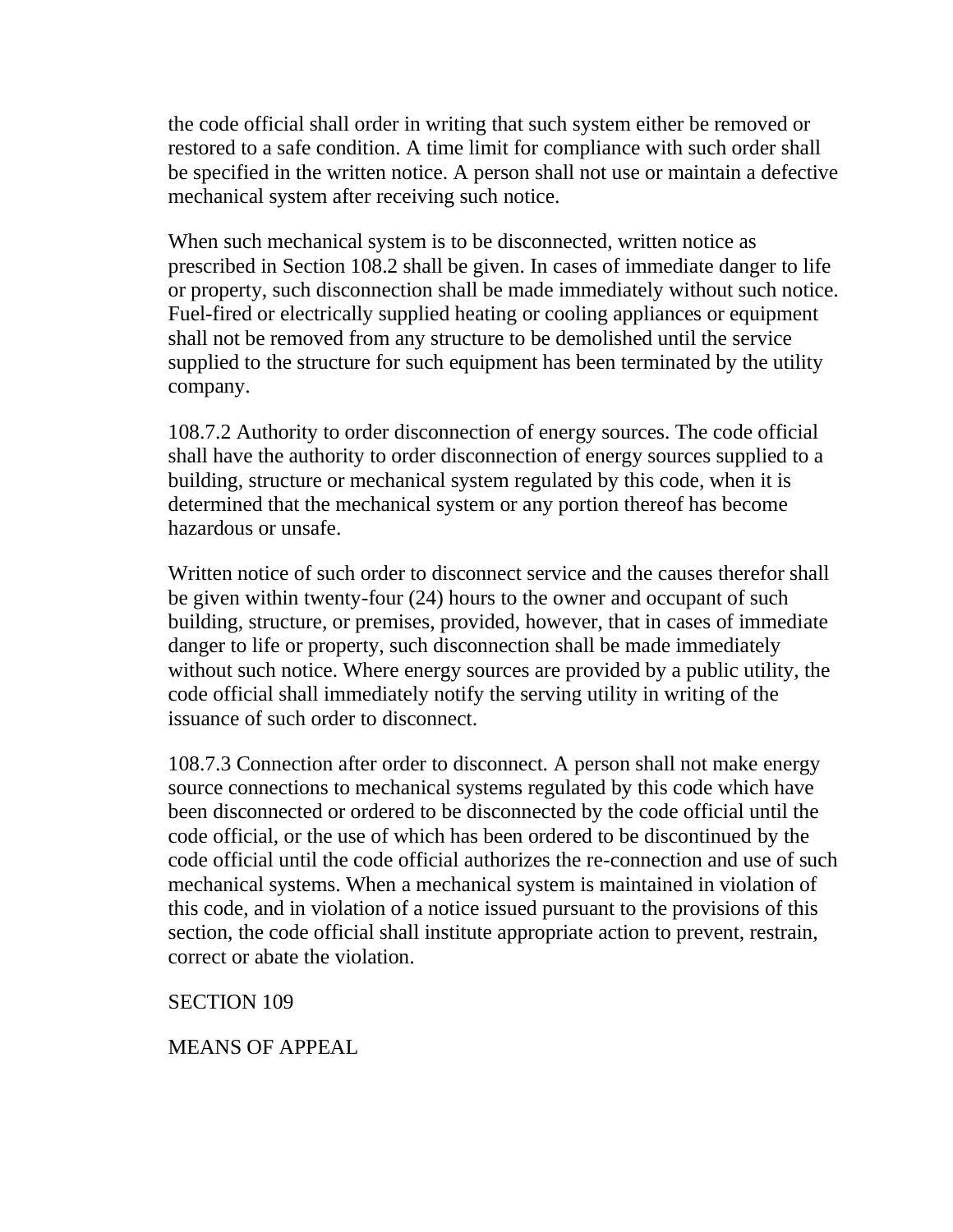the code official shall order in writing that such system either be removed or restored to a safe condition. A time limit for compliance with such order shall be specified in the written notice. A person shall not use or maintain a defective mechanical system after receiving such notice.

When such mechanical system is to be disconnected, written notice as prescribed in Section 108.2 shall be given. In cases of immediate danger to life or property, such disconnection shall be made immediately without such notice. Fuel-fired or electrically supplied heating or cooling appliances or equipment shall not be removed from any structure to be demolished until the service supplied to the structure for such equipment has been terminated by the utility company.

108.7.2 Authority to order disconnection of energy sources. The code official shall have the authority to order disconnection of energy sources supplied to a building, structure or mechanical system regulated by this code, when it is determined that the mechanical system or any portion thereof has become hazardous or unsafe.

Written notice of such order to disconnect service and the causes therefor shall be given within twenty-four (24) hours to the owner and occupant of such building, structure, or premises, provided, however, that in cases of immediate danger to life or property, such disconnection shall be made immediately without such notice. Where energy sources are provided by a public utility, the code official shall immediately notify the serving utility in writing of the issuance of such order to disconnect.

108.7.3 Connection after order to disconnect. A person shall not make energy source connections to mechanical systems regulated by this code which have been disconnected or ordered to be disconnected by the code official until the code official, or the use of which has been ordered to be discontinued by the code official until the code official authorizes the re-connection and use of such mechanical systems. When a mechanical system is maintained in violation of this code, and in violation of a notice issued pursuant to the provisions of this section, the code official shall institute appropriate action to prevent, restrain, correct or abate the violation.

## SECTION 109

## MEANS OF APPEAL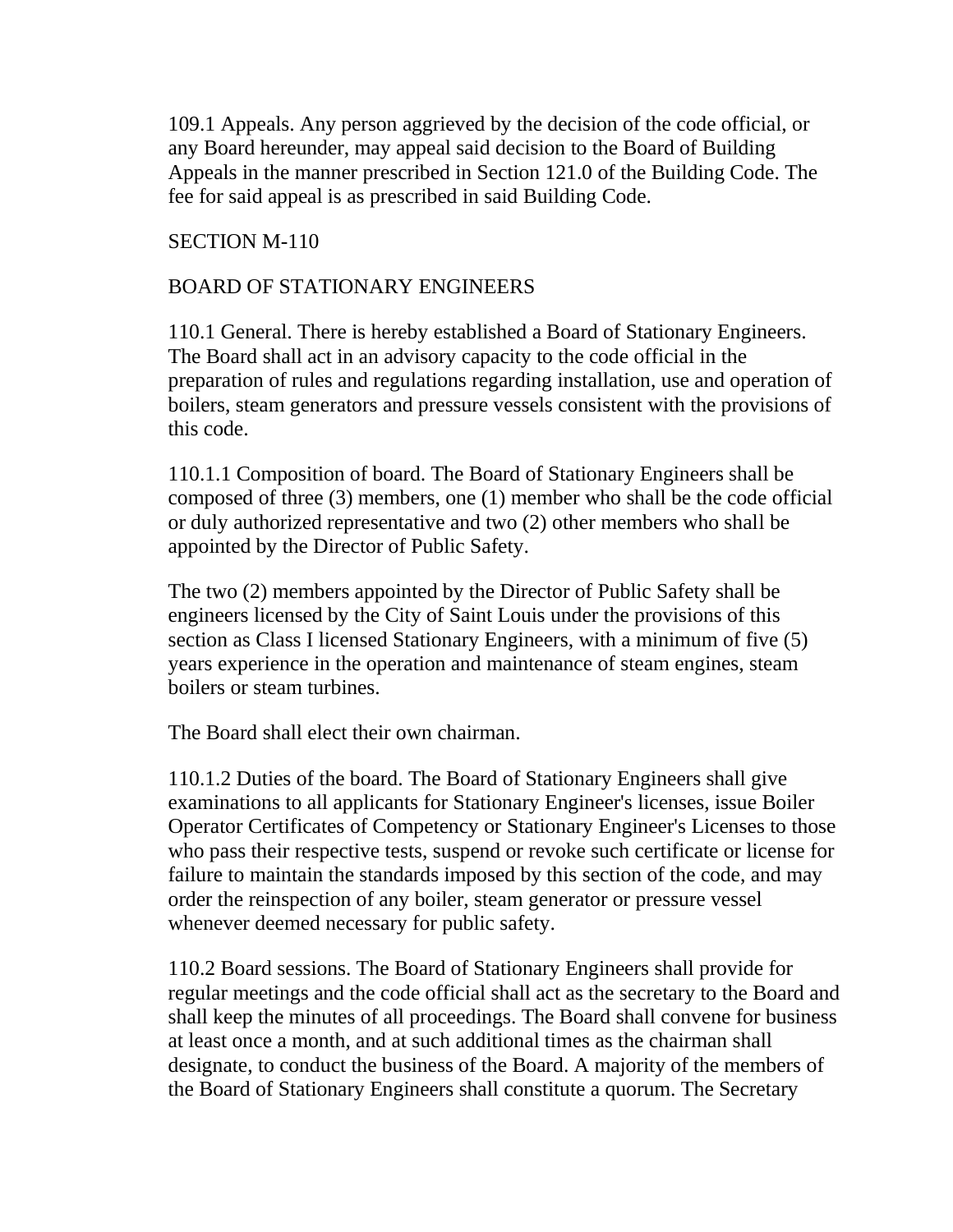109.1 Appeals. Any person aggrieved by the decision of the code official, or any Board hereunder, may appeal said decision to the Board of Building Appeals in the manner prescribed in Section 121.0 of the Building Code. The fee for said appeal is as prescribed in said Building Code.

## SECTION M-110

## BOARD OF STATIONARY ENGINEERS

110.1 General. There is hereby established a Board of Stationary Engineers. The Board shall act in an advisory capacity to the code official in the preparation of rules and regulations regarding installation, use and operation of boilers, steam generators and pressure vessels consistent with the provisions of this code.

110.1.1 Composition of board. The Board of Stationary Engineers shall be composed of three (3) members, one (1) member who shall be the code official or duly authorized representative and two (2) other members who shall be appointed by the Director of Public Safety.

The two (2) members appointed by the Director of Public Safety shall be engineers licensed by the City of Saint Louis under the provisions of this section as Class I licensed Stationary Engineers, with a minimum of five (5) years experience in the operation and maintenance of steam engines, steam boilers or steam turbines.

The Board shall elect their own chairman.

110.1.2 Duties of the board. The Board of Stationary Engineers shall give examinations to all applicants for Stationary Engineer's licenses, issue Boiler Operator Certificates of Competency or Stationary Engineer's Licenses to those who pass their respective tests, suspend or revoke such certificate or license for failure to maintain the standards imposed by this section of the code, and may order the reinspection of any boiler, steam generator or pressure vessel whenever deemed necessary for public safety.

110.2 Board sessions. The Board of Stationary Engineers shall provide for regular meetings and the code official shall act as the secretary to the Board and shall keep the minutes of all proceedings. The Board shall convene for business at least once a month, and at such additional times as the chairman shall designate, to conduct the business of the Board. A majority of the members of the Board of Stationary Engineers shall constitute a quorum. The Secretary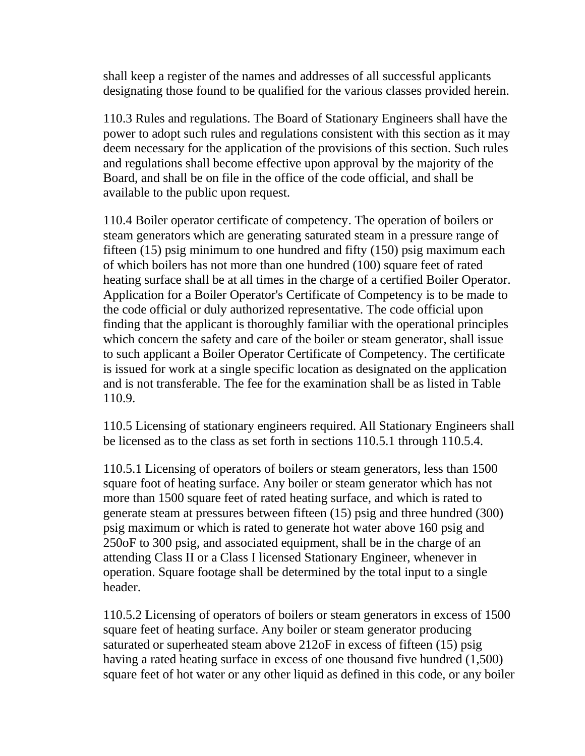shall keep a register of the names and addresses of all successful applicants designating those found to be qualified for the various classes provided herein.

110.3 Rules and regulations. The Board of Stationary Engineers shall have the power to adopt such rules and regulations consistent with this section as it may deem necessary for the application of the provisions of this section. Such rules and regulations shall become effective upon approval by the majority of the Board, and shall be on file in the office of the code official, and shall be available to the public upon request.

110.4 Boiler operator certificate of competency. The operation of boilers or steam generators which are generating saturated steam in a pressure range of fifteen (15) psig minimum to one hundred and fifty (150) psig maximum each of which boilers has not more than one hundred (100) square feet of rated heating surface shall be at all times in the charge of a certified Boiler Operator. Application for a Boiler Operator's Certificate of Competency is to be made to the code official or duly authorized representative. The code official upon finding that the applicant is thoroughly familiar with the operational principles which concern the safety and care of the boiler or steam generator, shall issue to such applicant a Boiler Operator Certificate of Competency. The certificate is issued for work at a single specific location as designated on the application and is not transferable. The fee for the examination shall be as listed in Table 110.9.

110.5 Licensing of stationary engineers required. All Stationary Engineers shall be licensed as to the class as set forth in sections 110.5.1 through 110.5.4.

110.5.1 Licensing of operators of boilers or steam generators, less than 1500 square foot of heating surface. Any boiler or steam generator which has not more than 1500 square feet of rated heating surface, and which is rated to generate steam at pressures between fifteen (15) psig and three hundred (300) psig maximum or which is rated to generate hot water above 160 psig and 250oF to 300 psig, and associated equipment, shall be in the charge of an attending Class II or a Class I licensed Stationary Engineer, whenever in operation. Square footage shall be determined by the total input to a single header.

110.5.2 Licensing of operators of boilers or steam generators in excess of 1500 square feet of heating surface. Any boiler or steam generator producing saturated or superheated steam above 212oF in excess of fifteen (15) psig having a rated heating surface in excess of one thousand five hundred (1,500) square feet of hot water or any other liquid as defined in this code, or any boiler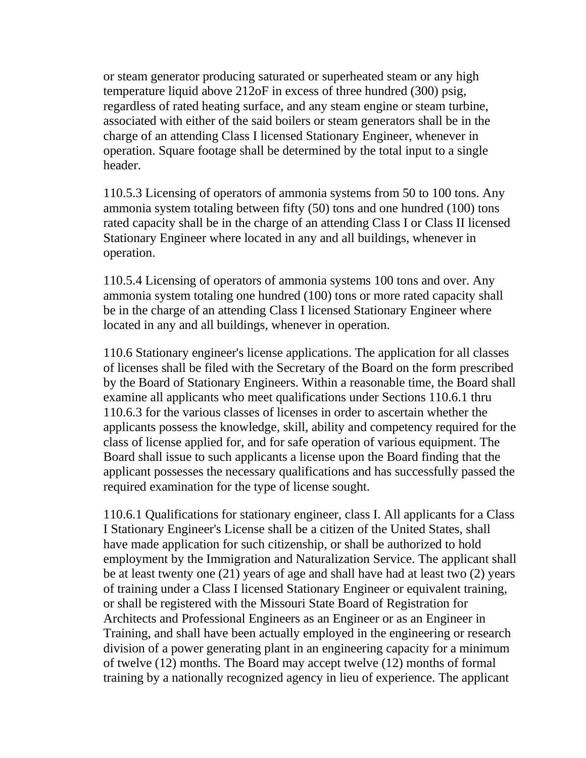or steam generator producing saturated or superheated steam or any high temperature liquid above 212oF in excess of three hundred (300) psig, regardless of rated heating surface, and any steam engine or steam turbine, associated with either of the said boilers or steam generators shall be in the charge of an attending Class I licensed Stationary Engineer, whenever in operation. Square footage shall be determined by the total input to a single header.

110.5.3 Licensing of operators of ammonia systems from 50 to 100 tons. Any ammonia system totaling between fifty (50) tons and one hundred (100) tons rated capacity shall be in the charge of an attending Class I or Class II licensed Stationary Engineer where located in any and all buildings, whenever in operation.

110.5.4 Licensing of operators of ammonia systems 100 tons and over. Any ammonia system totaling one hundred (100) tons or more rated capacity shall be in the charge of an attending Class I licensed Stationary Engineer where located in any and all buildings, whenever in operation.

110.6 Stationary engineer's license applications. The application for all classes of licenses shall be filed with the Secretary of the Board on the form prescribed by the Board of Stationary Engineers. Within a reasonable time, the Board shall examine all applicants who meet qualifications under Sections 110.6.1 thru 110.6.3 for the various classes of licenses in order to ascertain whether the applicants possess the knowledge, skill, ability and competency required for the class of license applied for, and for safe operation of various equipment. The Board shall issue to such applicants a license upon the Board finding that the applicant possesses the necessary qualifications and has successfully passed the required examination for the type of license sought.

110.6.1 Qualifications for stationary engineer, class I. All applicants for a Class I Stationary Engineer's License shall be a citizen of the United States, shall have made application for such citizenship, or shall be authorized to hold employment by the Immigration and Naturalization Service. The applicant shall be at least twenty one (21) years of age and shall have had at least two (2) years of training under a Class I licensed Stationary Engineer or equivalent training, or shall be registered with the Missouri State Board of Registration for Architects and Professional Engineers as an Engineer or as an Engineer in Training, and shall have been actually employed in the engineering or research division of a power generating plant in an engineering capacity for a minimum of twelve (12) months. The Board may accept twelve (12) months of formal training by a nationally recognized agency in lieu of experience. The applicant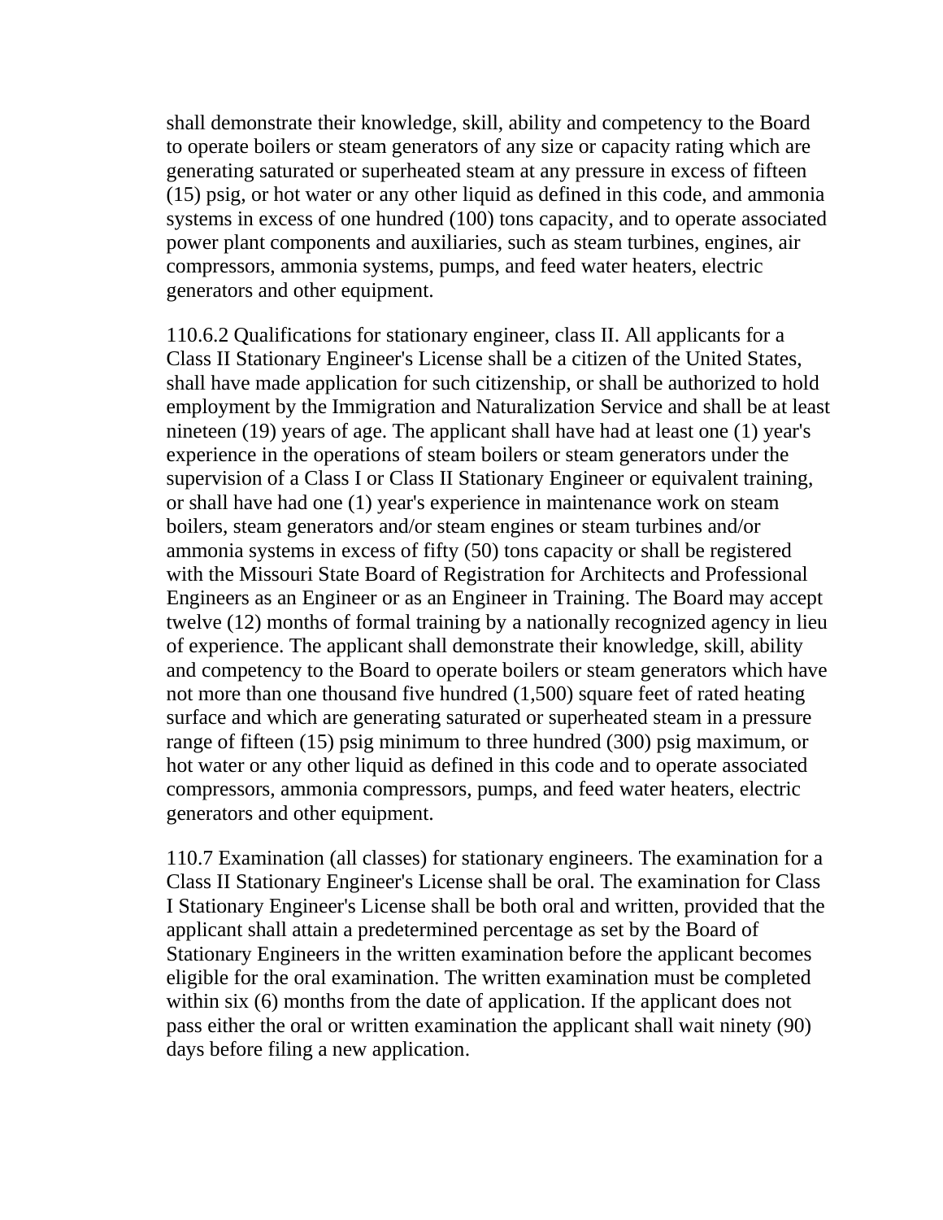shall demonstrate their knowledge, skill, ability and competency to the Board to operate boilers or steam generators of any size or capacity rating which are generating saturated or superheated steam at any pressure in excess of fifteen (15) psig, or hot water or any other liquid as defined in this code, and ammonia systems in excess of one hundred (100) tons capacity, and to operate associated power plant components and auxiliaries, such as steam turbines, engines, air compressors, ammonia systems, pumps, and feed water heaters, electric generators and other equipment.

110.6.2 Qualifications for stationary engineer, class II. All applicants for a Class II Stationary Engineer's License shall be a citizen of the United States, shall have made application for such citizenship, or shall be authorized to hold employment by the Immigration and Naturalization Service and shall be at least nineteen (19) years of age. The applicant shall have had at least one (1) year's experience in the operations of steam boilers or steam generators under the supervision of a Class I or Class II Stationary Engineer or equivalent training, or shall have had one (1) year's experience in maintenance work on steam boilers, steam generators and/or steam engines or steam turbines and/or ammonia systems in excess of fifty (50) tons capacity or shall be registered with the Missouri State Board of Registration for Architects and Professional Engineers as an Engineer or as an Engineer in Training. The Board may accept twelve (12) months of formal training by a nationally recognized agency in lieu of experience. The applicant shall demonstrate their knowledge, skill, ability and competency to the Board to operate boilers or steam generators which have not more than one thousand five hundred (1,500) square feet of rated heating surface and which are generating saturated or superheated steam in a pressure range of fifteen (15) psig minimum to three hundred (300) psig maximum, or hot water or any other liquid as defined in this code and to operate associated compressors, ammonia compressors, pumps, and feed water heaters, electric generators and other equipment.

110.7 Examination (all classes) for stationary engineers. The examination for a Class II Stationary Engineer's License shall be oral. The examination for Class I Stationary Engineer's License shall be both oral and written, provided that the applicant shall attain a predetermined percentage as set by the Board of Stationary Engineers in the written examination before the applicant becomes eligible for the oral examination. The written examination must be completed within six (6) months from the date of application. If the applicant does not pass either the oral or written examination the applicant shall wait ninety (90) days before filing a new application.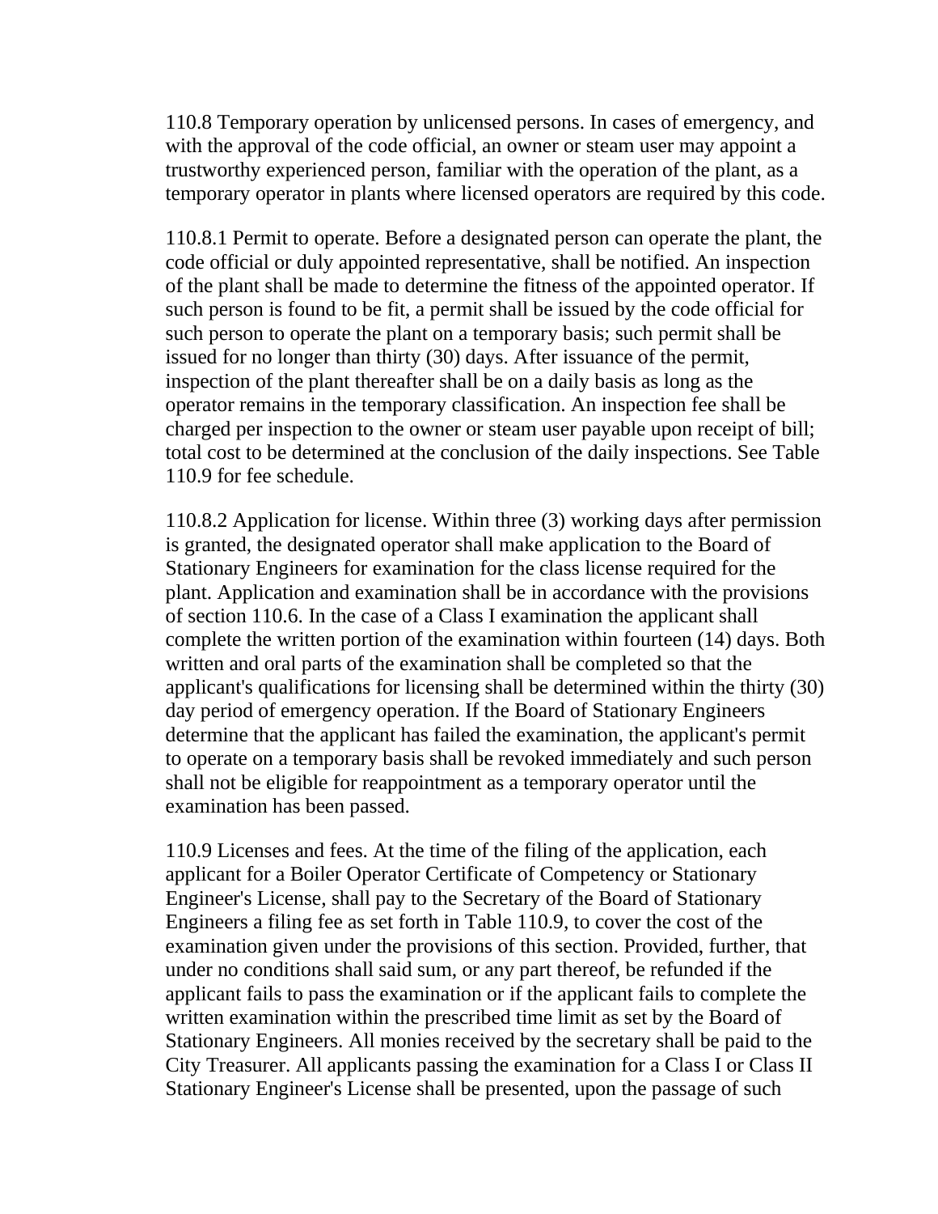110.8 Temporary operation by unlicensed persons. In cases of emergency, and with the approval of the code official, an owner or steam user may appoint a trustworthy experienced person, familiar with the operation of the plant, as a temporary operator in plants where licensed operators are required by this code.

110.8.1 Permit to operate. Before a designated person can operate the plant, the code official or duly appointed representative, shall be notified. An inspection of the plant shall be made to determine the fitness of the appointed operator. If such person is found to be fit, a permit shall be issued by the code official for such person to operate the plant on a temporary basis; such permit shall be issued for no longer than thirty (30) days. After issuance of the permit, inspection of the plant thereafter shall be on a daily basis as long as the operator remains in the temporary classification. An inspection fee shall be charged per inspection to the owner or steam user payable upon receipt of bill; total cost to be determined at the conclusion of the daily inspections. See Table 110.9 for fee schedule.

110.8.2 Application for license. Within three (3) working days after permission is granted, the designated operator shall make application to the Board of Stationary Engineers for examination for the class license required for the plant. Application and examination shall be in accordance with the provisions of section 110.6. In the case of a Class I examination the applicant shall complete the written portion of the examination within fourteen (14) days. Both written and oral parts of the examination shall be completed so that the applicant's qualifications for licensing shall be determined within the thirty (30) day period of emergency operation. If the Board of Stationary Engineers determine that the applicant has failed the examination, the applicant's permit to operate on a temporary basis shall be revoked immediately and such person shall not be eligible for reappointment as a temporary operator until the examination has been passed.

110.9 Licenses and fees. At the time of the filing of the application, each applicant for a Boiler Operator Certificate of Competency or Stationary Engineer's License, shall pay to the Secretary of the Board of Stationary Engineers a filing fee as set forth in Table 110.9, to cover the cost of the examination given under the provisions of this section. Provided, further, that under no conditions shall said sum, or any part thereof, be refunded if the applicant fails to pass the examination or if the applicant fails to complete the written examination within the prescribed time limit as set by the Board of Stationary Engineers. All monies received by the secretary shall be paid to the City Treasurer. All applicants passing the examination for a Class I or Class II Stationary Engineer's License shall be presented, upon the passage of such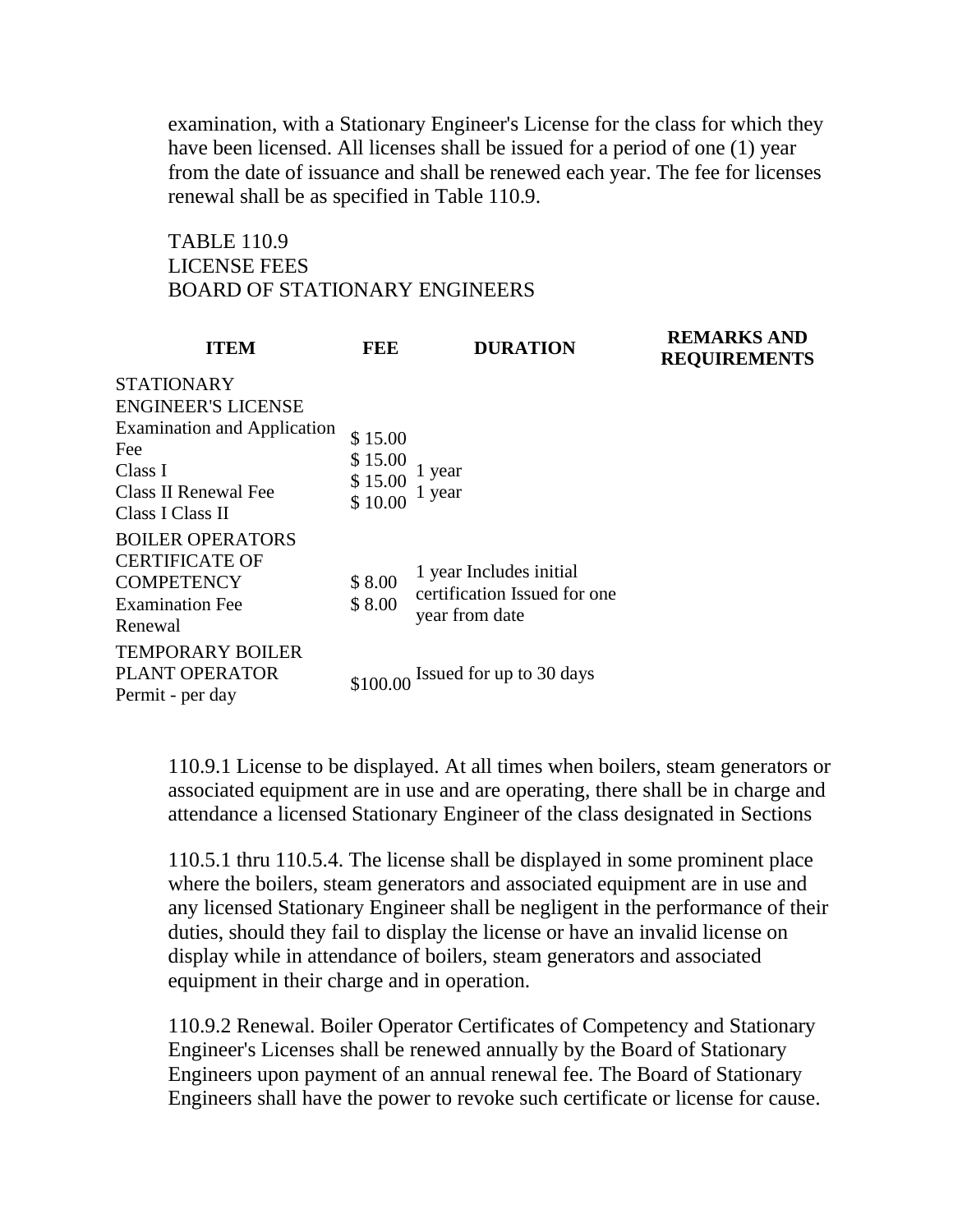examination, with a Stationary Engineer's License for the class for which they have been licensed. All licenses shall be issued for a period of one (1) year from the date of issuance and shall be renewed each year. The fee for licenses renewal shall be as specified in Table 110.9.

TABLE 110.9
LICENSE FEES
BOARD OF STATIONARY ENGINEERS

| ITEM | FEE | DURATION | REMARKS AND REQUIREMENTS |
|---|---|---|---|
| STATIONARY ENGINEER'S LICENSE<br>Examination and Application Fee<br>Class I<br>Class II Renewal Fee<br>Class I Class II | \$ 15.00<br>\$ 15.00<br>\$ 15.00<br>\$ 10.00 | 1 year<br>1 year | |
| BOILER OPERATORS CERTIFICATE OF COMPETENCY<br>Examination Fee<br>Renewal | \$ 8.00<br>\$ 8.00 | 1 year Includes initial certification Issued for one year from date | |
| TEMPORARY BOILER PLANT OPERATOR<br>Permit - per day | \$100.00 | Issued for up to 30 days | |

110.9.1 License to be displayed. At all times when boilers, steam generators or associated equipment are in use and are operating, there shall be in charge and attendance a licensed Stationary Engineer of the class designated in Sections

110.5.1 thru 110.5.4. The license shall be displayed in some prominent place where the boilers, steam generators and associated equipment are in use and any licensed Stationary Engineer shall be negligent in the performance of their duties, should they fail to display the license or have an invalid license on display while in attendance of boilers, steam generators and associated equipment in their charge and in operation.

110.9.2 Renewal. Boiler Operator Certificates of Competency and Stationary Engineer's Licenses shall be renewed annually by the Board of Stationary Engineers upon payment of an annual renewal fee. The Board of Stationary Engineers shall have the power to revoke such certificate or license for cause.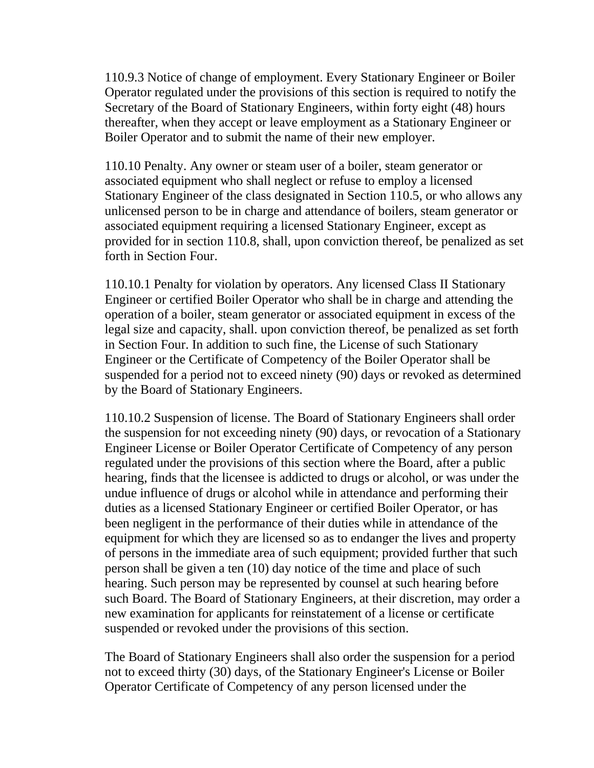110.9.3 Notice of change of employment. Every Stationary Engineer or Boiler Operator regulated under the provisions of this section is required to notify the Secretary of the Board of Stationary Engineers, within forty eight (48) hours thereafter, when they accept or leave employment as a Stationary Engineer or Boiler Operator and to submit the name of their new employer.

110.10 Penalty. Any owner or steam user of a boiler, steam generator or associated equipment who shall neglect or refuse to employ a licensed Stationary Engineer of the class designated in Section 110.5, or who allows any unlicensed person to be in charge and attendance of boilers, steam generator or associated equipment requiring a licensed Stationary Engineer, except as provided for in section 110.8, shall, upon conviction thereof, be penalized as set forth in Section Four.

110.10.1 Penalty for violation by operators. Any licensed Class II Stationary Engineer or certified Boiler Operator who shall be in charge and attending the operation of a boiler, steam generator or associated equipment in excess of the legal size and capacity, shall. upon conviction thereof, be penalized as set forth in Section Four. In addition to such fine, the License of such Stationary Engineer or the Certificate of Competency of the Boiler Operator shall be suspended for a period not to exceed ninety (90) days or revoked as determined by the Board of Stationary Engineers.

110.10.2 Suspension of license. The Board of Stationary Engineers shall order the suspension for not exceeding ninety (90) days, or revocation of a Stationary Engineer License or Boiler Operator Certificate of Competency of any person regulated under the provisions of this section where the Board, after a public hearing, finds that the licensee is addicted to drugs or alcohol, or was under the undue influence of drugs or alcohol while in attendance and performing their duties as a licensed Stationary Engineer or certified Boiler Operator, or has been negligent in the performance of their duties while in attendance of the equipment for which they are licensed so as to endanger the lives and property of persons in the immediate area of such equipment; provided further that such person shall be given a ten (10) day notice of the time and place of such hearing. Such person may be represented by counsel at such hearing before such Board. The Board of Stationary Engineers, at their discretion, may order a new examination for applicants for reinstatement of a license or certificate suspended or revoked under the provisions of this section.

The Board of Stationary Engineers shall also order the suspension for a period not to exceed thirty (30) days, of the Stationary Engineer's License or Boiler Operator Certificate of Competency of any person licensed under the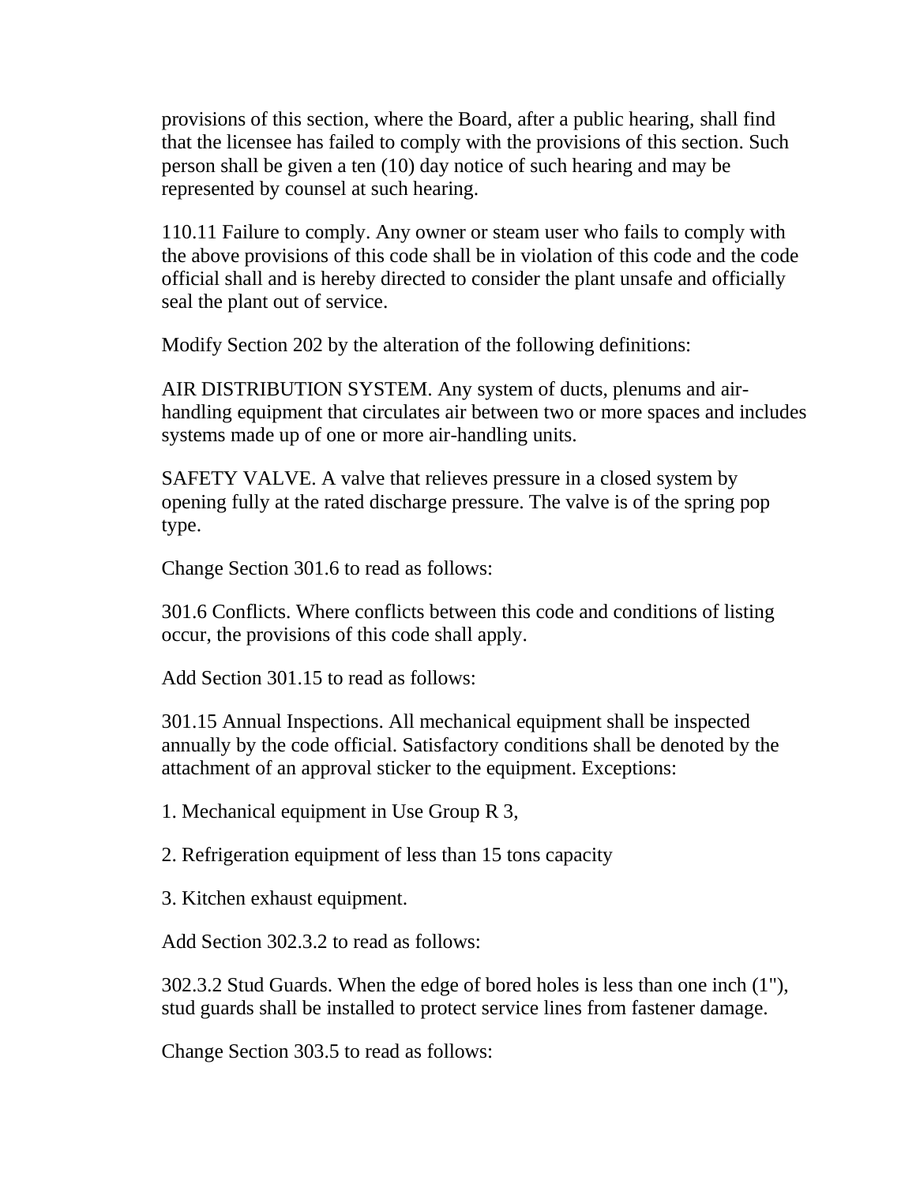provisions of this section, where the Board, after a public hearing, shall find that the licensee has failed to comply with the provisions of this section. Such person shall be given a ten (10) day notice of such hearing and may be represented by counsel at such hearing.

110.11 Failure to comply. Any owner or steam user who fails to comply with the above provisions of this code shall be in violation of this code and the code official shall and is hereby directed to consider the plant unsafe and officially seal the plant out of service.

Modify Section 202 by the alteration of the following definitions:

AIR DISTRIBUTION SYSTEM. Any system of ducts, plenums and air-handling equipment that circulates air between two or more spaces and includes systems made up of one or more air-handling units.

SAFETY VALVE. A valve that relieves pressure in a closed system by opening fully at the rated discharge pressure. The valve is of the spring pop type.

Change Section 301.6 to read as follows:

301.6 Conflicts. Where conflicts between this code and conditions of listing occur, the provisions of this code shall apply.

Add Section 301.15 to read as follows:

301.15 Annual Inspections. All mechanical equipment shall be inspected annually by the code official. Satisfactory conditions shall be denoted by the attachment of an approval sticker to the equipment. Exceptions:

1. Mechanical equipment in Use Group R 3,

2. Refrigeration equipment of less than 15 tons capacity

3. Kitchen exhaust equipment.

Add Section 302.3.2 to read as follows:

302.3.2 Stud Guards. When the edge of bored holes is less than one inch (1"), stud guards shall be installed to protect service lines from fastener damage.

Change Section 303.5 to read as follows: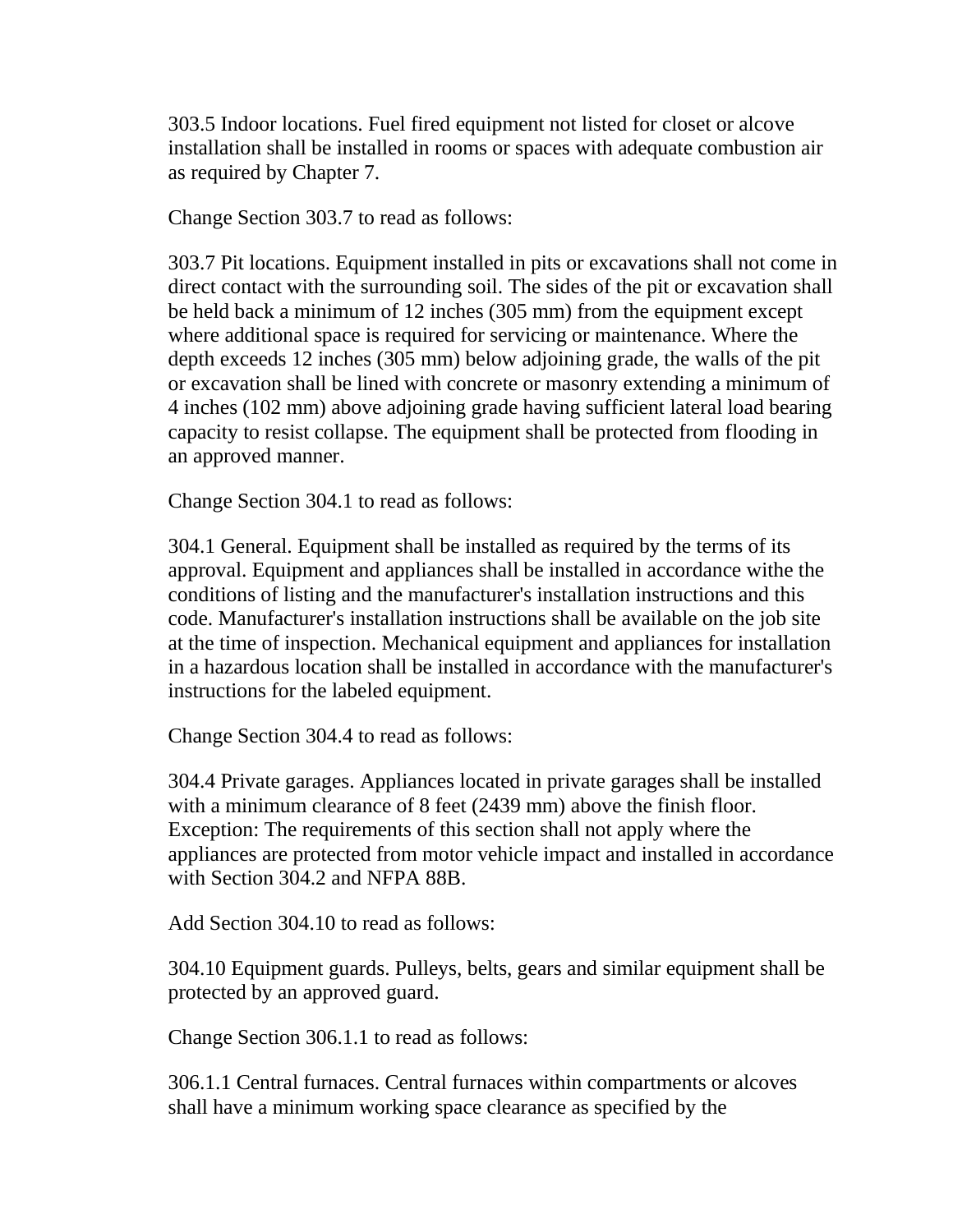303.5 Indoor locations. Fuel fired equipment not listed for closet or alcove installation shall be installed in rooms or spaces with adequate combustion air as required by Chapter 7.

Change Section 303.7 to read as follows:

303.7 Pit locations. Equipment installed in pits or excavations shall not come in direct contact with the surrounding soil. The sides of the pit or excavation shall be held back a minimum of 12 inches (305 mm) from the equipment except where additional space is required for servicing or maintenance. Where the depth exceeds 12 inches (305 mm) below adjoining grade, the walls of the pit or excavation shall be lined with concrete or masonry extending a minimum of 4 inches (102 mm) above adjoining grade having sufficient lateral load bearing capacity to resist collapse. The equipment shall be protected from flooding in an approved manner.

Change Section 304.1 to read as follows:

304.1 General. Equipment shall be installed as required by the terms of its approval. Equipment and appliances shall be installed in accordance withe the conditions of listing and the manufacturer's installation instructions and this code. Manufacturer's installation instructions shall be available on the job site at the time of inspection. Mechanical equipment and appliances for installation in a hazardous location shall be installed in accordance with the manufacturer's instructions for the labeled equipment.

Change Section 304.4 to read as follows:

304.4 Private garages. Appliances located in private garages shall be installed with a minimum clearance of 8 feet (2439 mm) above the finish floor. Exception: The requirements of this section shall not apply where the appliances are protected from motor vehicle impact and installed in accordance with Section 304.2 and NFPA 88B.

Add Section 304.10 to read as follows:

304.10 Equipment guards. Pulleys, belts, gears and similar equipment shall be protected by an approved guard.

Change Section 306.1.1 to read as follows:

306.1.1 Central furnaces. Central furnaces within compartments or alcoves shall have a minimum working space clearance as specified by the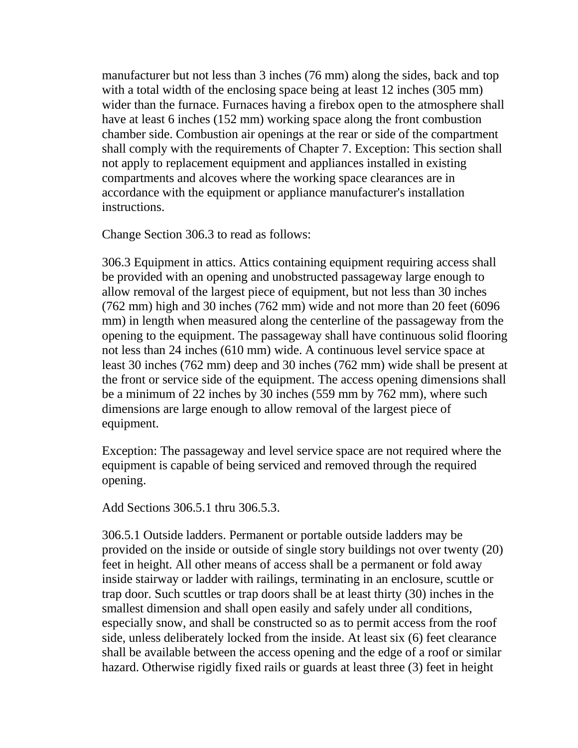manufacturer but not less than 3 inches (76 mm) along the sides, back and top with a total width of the enclosing space being at least 12 inches (305 mm) wider than the furnace. Furnaces having a firebox open to the atmosphere shall have at least 6 inches (152 mm) working space along the front combustion chamber side. Combustion air openings at the rear or side of the compartment shall comply with the requirements of Chapter 7. Exception: This section shall not apply to replacement equipment and appliances installed in existing compartments and alcoves where the working space clearances are in accordance with the equipment or appliance manufacturer's installation instructions.

Change Section 306.3 to read as follows:

306.3 Equipment in attics. Attics containing equipment requiring access shall be provided with an opening and unobstructed passageway large enough to allow removal of the largest piece of equipment, but not less than 30 inches (762 mm) high and 30 inches (762 mm) wide and not more than 20 feet (6096 mm) in length when measured along the centerline of the passageway from the opening to the equipment. The passageway shall have continuous solid flooring not less than 24 inches (610 mm) wide. A continuous level service space at least 30 inches (762 mm) deep and 30 inches (762 mm) wide shall be present at the front or service side of the equipment. The access opening dimensions shall be a minimum of 22 inches by 30 inches (559 mm by 762 mm), where such dimensions are large enough to allow removal of the largest piece of equipment.

Exception: The passageway and level service space are not required where the equipment is capable of being serviced and removed through the required opening.

Add Sections 306.5.1 thru 306.5.3.

306.5.1 Outside ladders. Permanent or portable outside ladders may be provided on the inside or outside of single story buildings not over twenty (20) feet in height. All other means of access shall be a permanent or fold away inside stairway or ladder with railings, terminating in an enclosure, scuttle or trap door. Such scuttles or trap doors shall be at least thirty (30) inches in the smallest dimension and shall open easily and safely under all conditions, especially snow, and shall be constructed so as to permit access from the roof side, unless deliberately locked from the inside. At least six (6) feet clearance shall be available between the access opening and the edge of a roof or similar hazard. Otherwise rigidly fixed rails or guards at least three (3) feet in height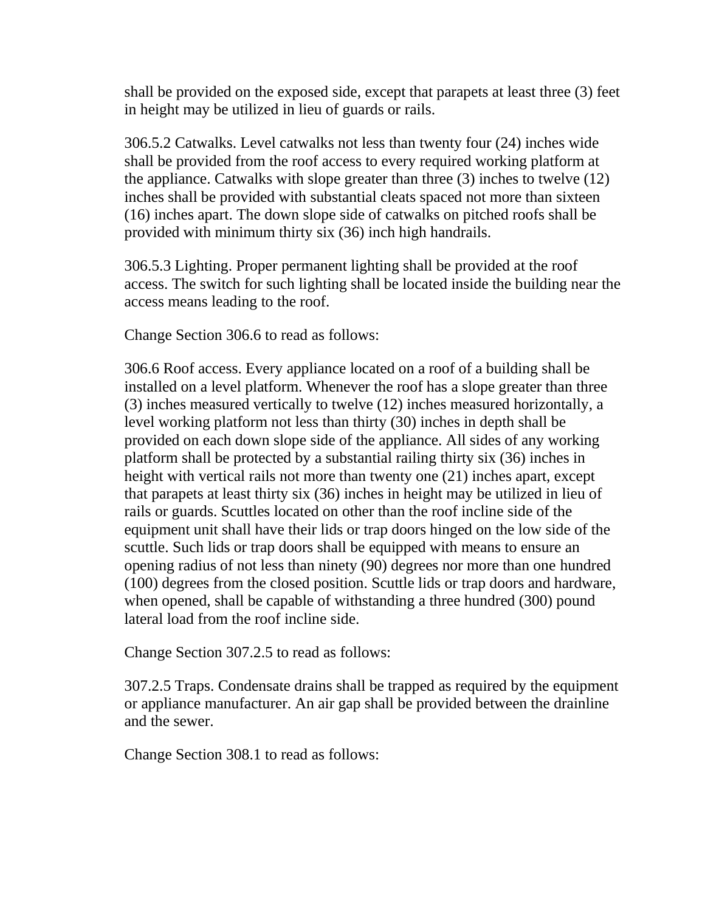shall be provided on the exposed side, except that parapets at least three (3) feet in height may be utilized in lieu of guards or rails.

306.5.2 Catwalks. Level catwalks not less than twenty four (24) inches wide shall be provided from the roof access to every required working platform at the appliance. Catwalks with slope greater than three (3) inches to twelve (12) inches shall be provided with substantial cleats spaced not more than sixteen (16) inches apart. The down slope side of catwalks on pitched roofs shall be provided with minimum thirty six (36) inch high handrails.

306.5.3 Lighting. Proper permanent lighting shall be provided at the roof access. The switch for such lighting shall be located inside the building near the access means leading to the roof.

Change Section 306.6 to read as follows:

306.6 Roof access. Every appliance located on a roof of a building shall be installed on a level platform. Whenever the roof has a slope greater than three (3) inches measured vertically to twelve (12) inches measured horizontally, a level working platform not less than thirty (30) inches in depth shall be provided on each down slope side of the appliance. All sides of any working platform shall be protected by a substantial railing thirty six (36) inches in height with vertical rails not more than twenty one (21) inches apart, except that parapets at least thirty six (36) inches in height may be utilized in lieu of rails or guards. Scuttles located on other than the roof incline side of the equipment unit shall have their lids or trap doors hinged on the low side of the scuttle. Such lids or trap doors shall be equipped with means to ensure an opening radius of not less than ninety (90) degrees nor more than one hundred (100) degrees from the closed position. Scuttle lids or trap doors and hardware, when opened, shall be capable of withstanding a three hundred (300) pound lateral load from the roof incline side.

Change Section 307.2.5 to read as follows:

307.2.5 Traps. Condensate drains shall be trapped as required by the equipment or appliance manufacturer. An air gap shall be provided between the drainline and the sewer.

Change Section 308.1 to read as follows: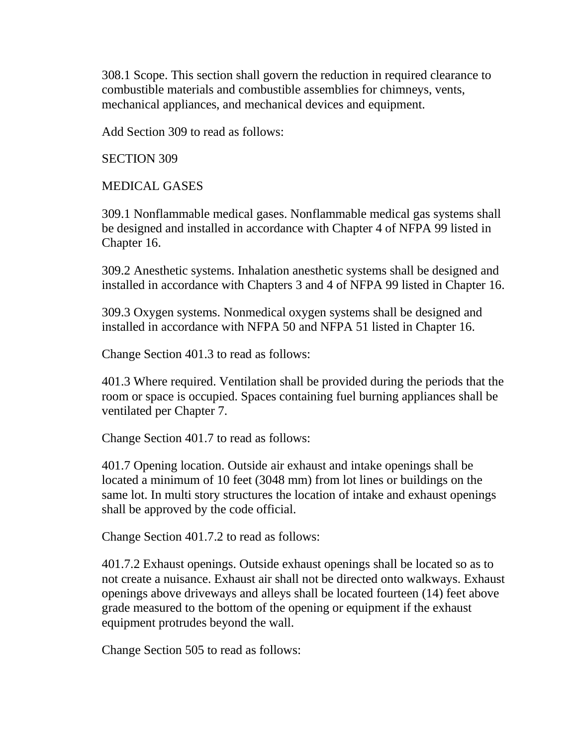308.1 Scope. This section shall govern the reduction in required clearance to combustible materials and combustible assemblies for chimneys, vents, mechanical appliances, and mechanical devices and equipment.

Add Section 309 to read as follows:

SECTION 309

MEDICAL GASES

309.1 Nonflammable medical gases. Nonflammable medical gas systems shall be designed and installed in accordance with Chapter 4 of NFPA 99 listed in Chapter 16.

309.2 Anesthetic systems. Inhalation anesthetic systems shall be designed and installed in accordance with Chapters 3 and 4 of NFPA 99 listed in Chapter 16.

309.3 Oxygen systems. Nonmedical oxygen systems shall be designed and installed in accordance with NFPA 50 and NFPA 51 listed in Chapter 16.

Change Section 401.3 to read as follows:

401.3 Where required. Ventilation shall be provided during the periods that the room or space is occupied. Spaces containing fuel burning appliances shall be ventilated per Chapter 7.

Change Section 401.7 to read as follows:

401.7 Opening location. Outside air exhaust and intake openings shall be located a minimum of 10 feet (3048 mm) from lot lines or buildings on the same lot. In multi story structures the location of intake and exhaust openings shall be approved by the code official.

Change Section 401.7.2 to read as follows:

401.7.2 Exhaust openings. Outside exhaust openings shall be located so as to not create a nuisance. Exhaust air shall not be directed onto walkways. Exhaust openings above driveways and alleys shall be located fourteen (14) feet above grade measured to the bottom of the opening or equipment if the exhaust equipment protrudes beyond the wall.

Change Section 505 to read as follows: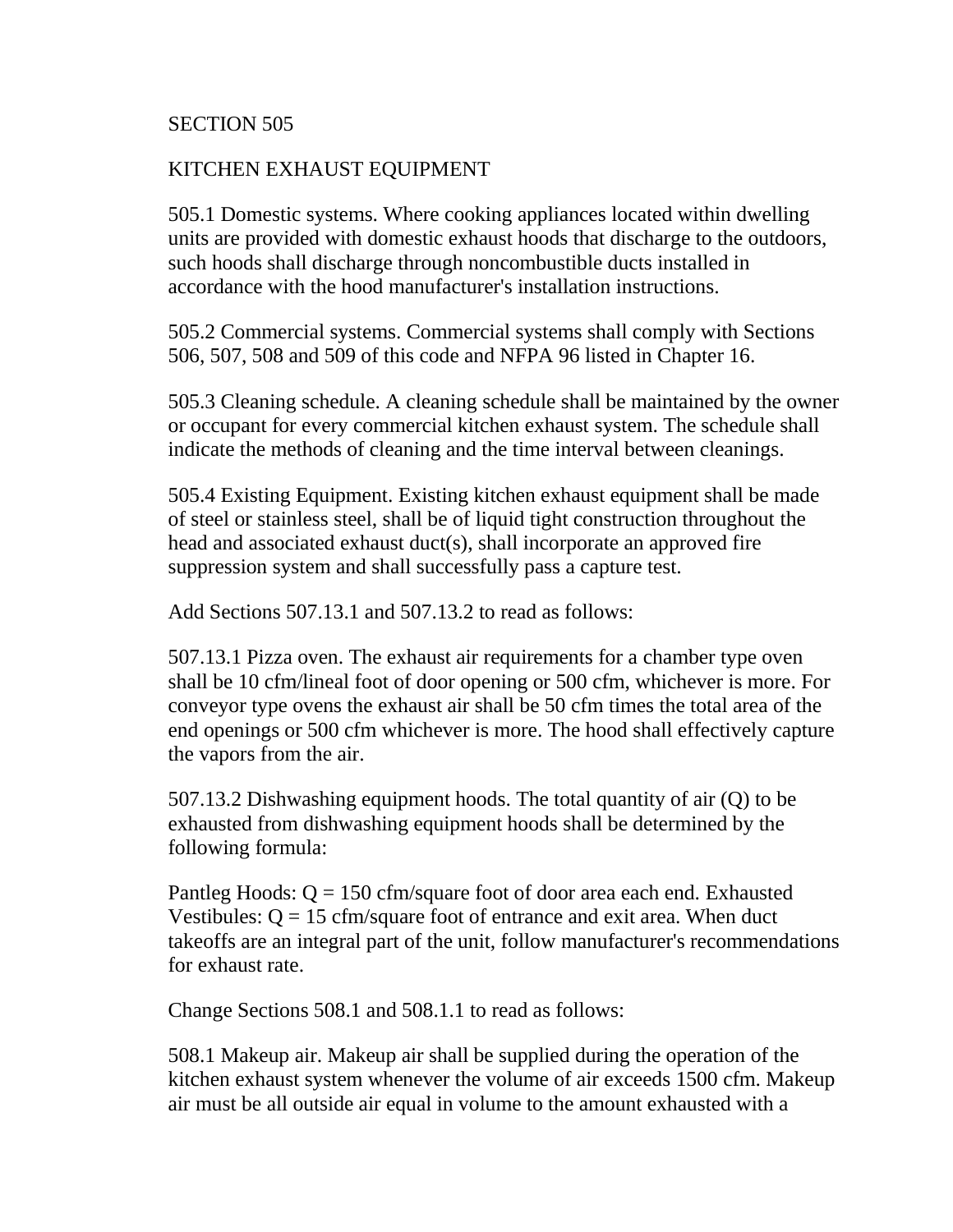## SECTION 505

## KITCHEN EXHAUST EQUIPMENT

505.1 Domestic systems. Where cooking appliances located within dwelling units are provided with domestic exhaust hoods that discharge to the outdoors, such hoods shall discharge through noncombustible ducts installed in accordance with the hood manufacturer's installation instructions.

505.2 Commercial systems. Commercial systems shall comply with Sections 506, 507, 508 and 509 of this code and NFPA 96 listed in Chapter 16.

505.3 Cleaning schedule. A cleaning schedule shall be maintained by the owner or occupant for every commercial kitchen exhaust system. The schedule shall indicate the methods of cleaning and the time interval between cleanings.

505.4 Existing Equipment. Existing kitchen exhaust equipment shall be made of steel or stainless steel, shall be of liquid tight construction throughout the head and associated exhaust duct(s), shall incorporate an approved fire suppression system and shall successfully pass a capture test.

Add Sections 507.13.1 and 507.13.2 to read as follows:

507.13.1 Pizza oven. The exhaust air requirements for a chamber type oven shall be 10 cfm/lineal foot of door opening or 500 cfm, whichever is more. For conveyor type ovens the exhaust air shall be 50 cfm times the total area of the end openings or 500 cfm whichever is more. The hood shall effectively capture the vapors from the air.

507.13.2 Dishwashing equipment hoods. The total quantity of air (Q) to be exhausted from dishwashing equipment hoods shall be determined by the following formula:

Pantleg Hoods: Q = 150 cfm/square foot of door area each end. Exhausted Vestibules: Q = 15 cfm/square foot of entrance and exit area. When duct takeoffs are an integral part of the unit, follow manufacturer's recommendations for exhaust rate.

Change Sections 508.1 and 508.1.1 to read as follows:

508.1 Makeup air. Makeup air shall be supplied during the operation of the kitchen exhaust system whenever the volume of air exceeds 1500 cfm. Makeup air must be all outside air equal in volume to the amount exhausted with a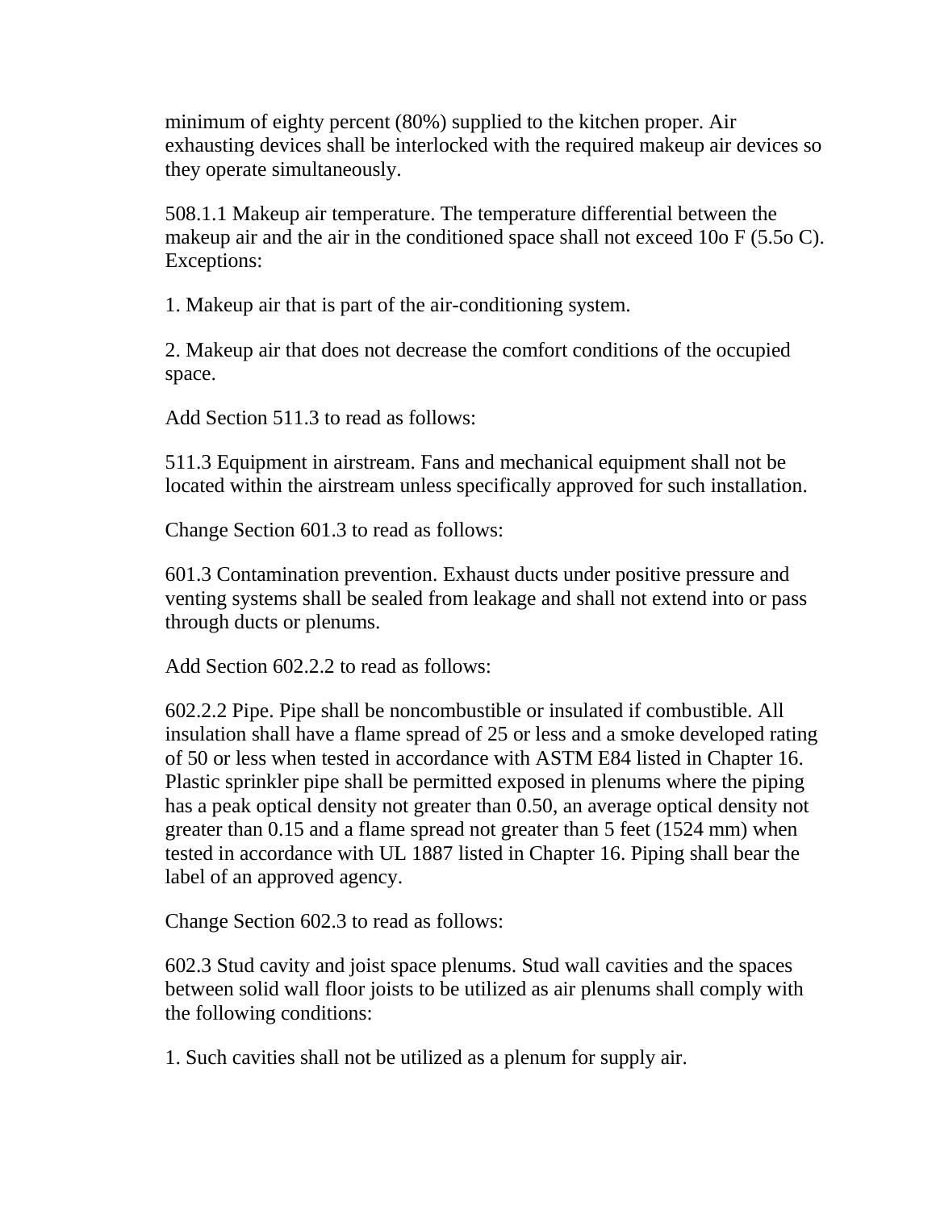minimum of eighty percent (80%) supplied to the kitchen proper. Air exhausting devices shall be interlocked with the required makeup air devices so they operate simultaneously.

508.1.1 Makeup air temperature. The temperature differential between the makeup air and the air in the conditioned space shall not exceed 10o F (5.5o C). Exceptions:

1. Makeup air that is part of the air-conditioning system.

2. Makeup air that does not decrease the comfort conditions of the occupied space.

Add Section 511.3 to read as follows:

511.3 Equipment in airstream. Fans and mechanical equipment shall not be located within the airstream unless specifically approved for such installation.

Change Section 601.3 to read as follows:

601.3 Contamination prevention. Exhaust ducts under positive pressure and venting systems shall be sealed from leakage and shall not extend into or pass through ducts or plenums.

Add Section 602.2.2 to read as follows:

602.2.2 Pipe. Pipe shall be noncombustible or insulated if combustible. All insulation shall have a flame spread of 25 or less and a smoke developed rating of 50 or less when tested in accordance with ASTM E84 listed in Chapter 16. Plastic sprinkler pipe shall be permitted exposed in plenums where the piping has a peak optical density not greater than 0.50, an average optical density not greater than 0.15 and a flame spread not greater than 5 feet (1524 mm) when tested in accordance with UL 1887 listed in Chapter 16. Piping shall bear the label of an approved agency.

Change Section 602.3 to read as follows:

602.3 Stud cavity and joist space plenums. Stud wall cavities and the spaces between solid wall floor joists to be utilized as air plenums shall comply with the following conditions:

1. Such cavities shall not be utilized as a plenum for supply air.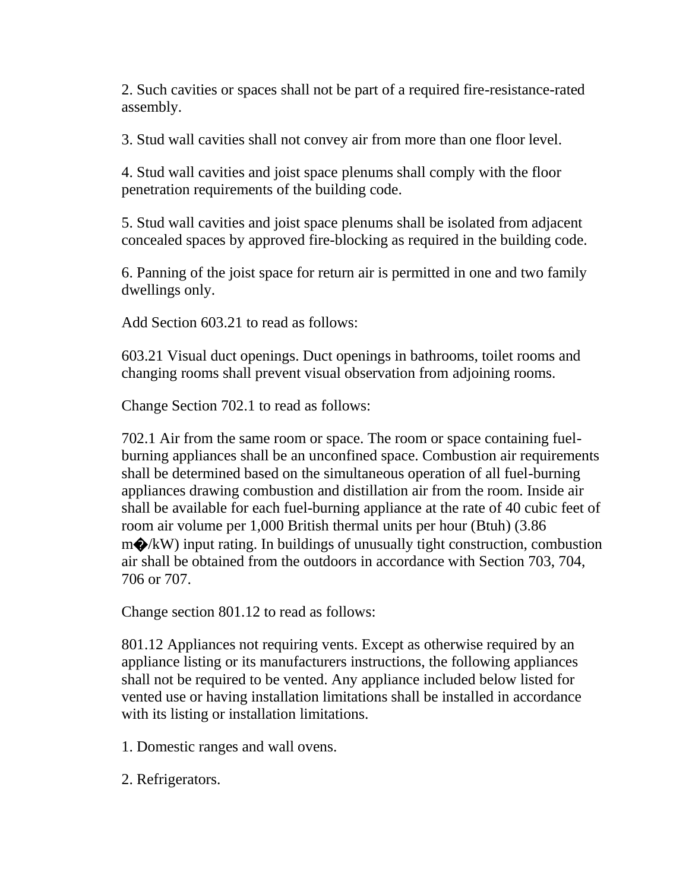2. Such cavities or spaces shall not be part of a required fire-resistance-rated assembly.

3. Stud wall cavities shall not convey air from more than one floor level.

4. Stud wall cavities and joist space plenums shall comply with the floor penetration requirements of the building code.

5. Stud wall cavities and joist space plenums shall be isolated from adjacent concealed spaces by approved fire-blocking as required in the building code.

6. Panning of the joist space for return air is permitted in one and two family dwellings only.

Add Section 603.21 to read as follows:

603.21 Visual duct openings. Duct openings in bathrooms, toilet rooms and changing rooms shall prevent visual observation from adjoining rooms.

Change Section 702.1 to read as follows:

702.1 Air from the same room or space. The room or space containing fuel-burning appliances shall be an unconfined space. Combustion air requirements shall be determined based on the simultaneous operation of all fuel-burning appliances drawing combustion and distillation air from the room. Inside air shall be available for each fuel-burning appliance at the rate of 40 cubic feet of room air volume per 1,000 British thermal units per hour (Btuh) (3.86 m�/kW) input rating. In buildings of unusually tight construction, combustion air shall be obtained from the outdoors in accordance with Section 703, 704, 706 or 707.

Change section 801.12 to read as follows:

801.12 Appliances not requiring vents. Except as otherwise required by an appliance listing or its manufacturers instructions, the following appliances shall not be required to be vented. Any appliance included below listed for vented use or having installation limitations shall be installed in accordance with its listing or installation limitations.

1. Domestic ranges and wall ovens.

2. Refrigerators.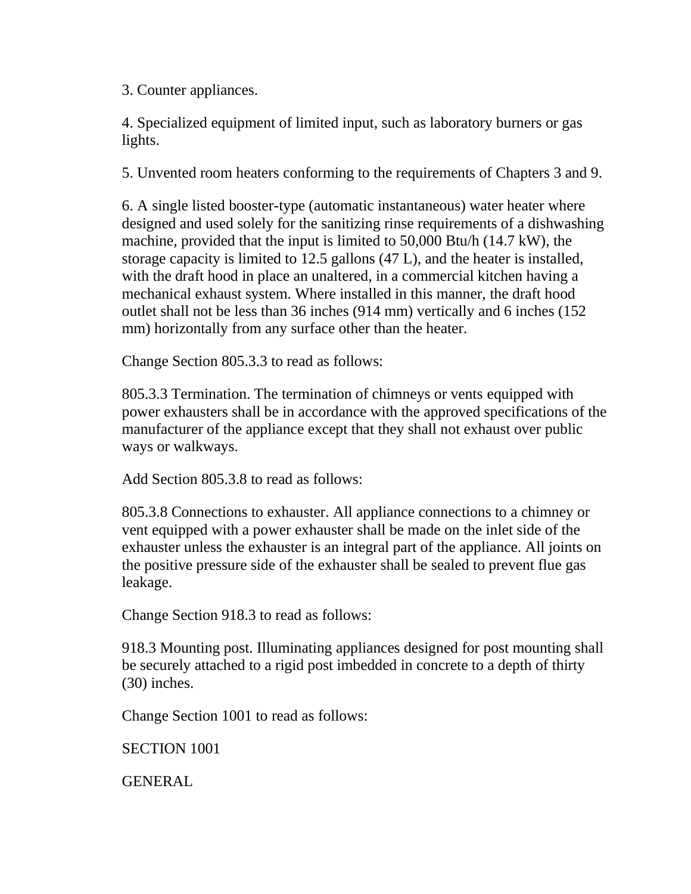3. Counter appliances.

4. Specialized equipment of limited input, such as laboratory burners or gas lights.

5. Unvented room heaters conforming to the requirements of Chapters 3 and 9.

6. A single listed booster-type (automatic instantaneous) water heater where designed and used solely for the sanitizing rinse requirements of a dishwashing machine, provided that the input is limited to 50,000 Btu/h (14.7 kW), the storage capacity is limited to 12.5 gallons (47 L), and the heater is installed, with the draft hood in place an unaltered, in a commercial kitchen having a mechanical exhaust system. Where installed in this manner, the draft hood outlet shall not be less than 36 inches (914 mm) vertically and 6 inches (152 mm) horizontally from any surface other than the heater.

Change Section 805.3.3 to read as follows:

805.3.3 Termination. The termination of chimneys or vents equipped with power exhausters shall be in accordance with the approved specifications of the manufacturer of the appliance except that they shall not exhaust over public ways or walkways.

Add Section 805.3.8 to read as follows:

805.3.8 Connections to exhauster. All appliance connections to a chimney or vent equipped with a power exhauster shall be made on the inlet side of the exhauster unless the exhauster is an integral part of the appliance. All joints on the positive pressure side of the exhauster shall be sealed to prevent flue gas leakage.

Change Section 918.3 to read as follows:

918.3 Mounting post. Illuminating appliances designed for post mounting shall be securely attached to a rigid post imbedded in concrete to a depth of thirty (30) inches.

Change Section 1001 to read as follows:

SECTION 1001

GENERAL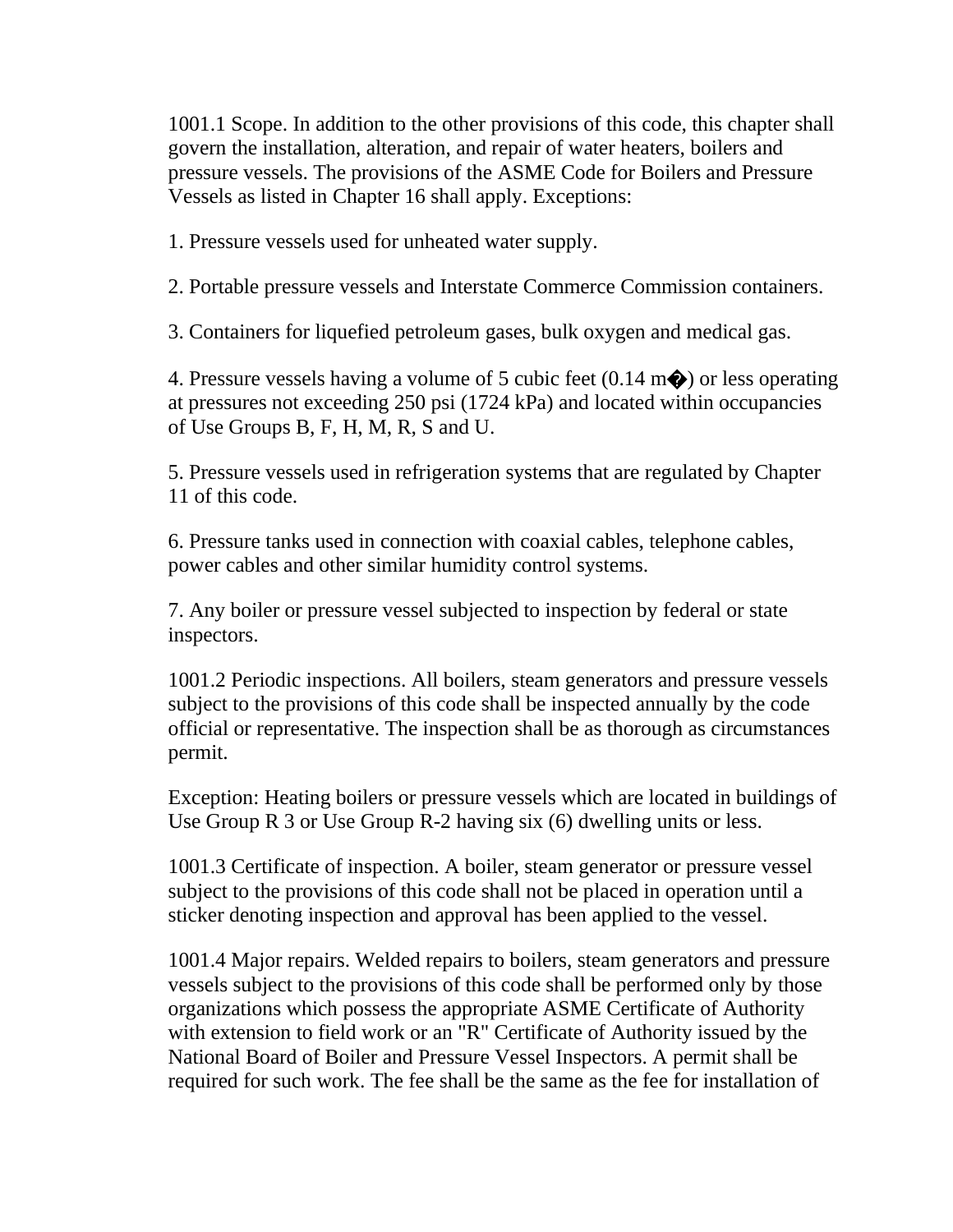1001.1 Scope. In addition to the other provisions of this code, this chapter shall govern the installation, alteration, and repair of water heaters, boilers and pressure vessels. The provisions of the ASME Code for Boilers and Pressure Vessels as listed in Chapter 16 shall apply. Exceptions:

1. Pressure vessels used for unheated water supply.

2. Portable pressure vessels and Interstate Commerce Commission containers.

3. Containers for liquefied petroleum gases, bulk oxygen and medical gas.

4. Pressure vessels having a volume of 5 cubic feet (0.14 m�) or less operating at pressures not exceeding 250 psi (1724 kPa) and located within occupancies of Use Groups B, F, H, M, R, S and U.

5. Pressure vessels used in refrigeration systems that are regulated by Chapter 11 of this code.

6. Pressure tanks used in connection with coaxial cables, telephone cables, power cables and other similar humidity control systems.

7. Any boiler or pressure vessel subjected to inspection by federal or state inspectors.

1001.2 Periodic inspections. All boilers, steam generators and pressure vessels subject to the provisions of this code shall be inspected annually by the code official or representative. The inspection shall be as thorough as circumstances permit.

Exception: Heating boilers or pressure vessels which are located in buildings of Use Group R 3 or Use Group R-2 having six (6) dwelling units or less.

1001.3 Certificate of inspection. A boiler, steam generator or pressure vessel subject to the provisions of this code shall not be placed in operation until a sticker denoting inspection and approval has been applied to the vessel.

1001.4 Major repairs. Welded repairs to boilers, steam generators and pressure vessels subject to the provisions of this code shall be performed only by those organizations which possess the appropriate ASME Certificate of Authority with extension to field work or an "R" Certificate of Authority issued by the National Board of Boiler and Pressure Vessel Inspectors. A permit shall be required for such work. The fee shall be the same as the fee for installation of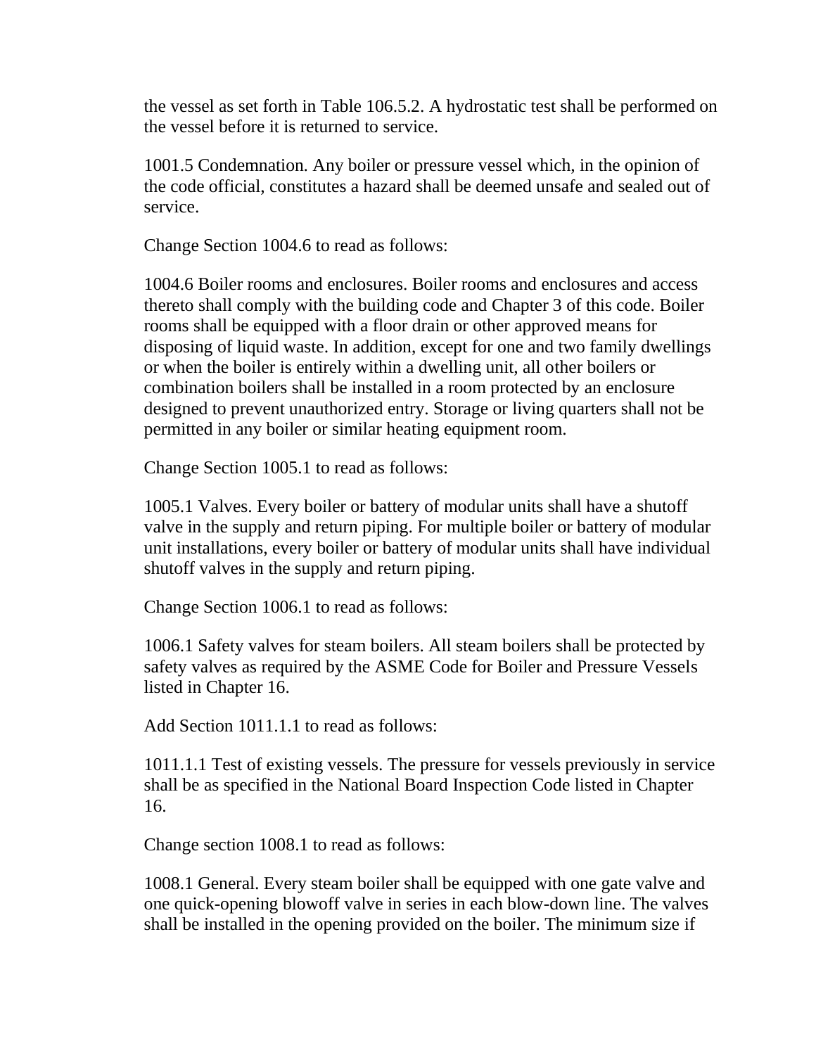the vessel as set forth in Table 106.5.2. A hydrostatic test shall be performed on the vessel before it is returned to service.

1001.5 Condemnation. Any boiler or pressure vessel which, in the opinion of the code official, constitutes a hazard shall be deemed unsafe and sealed out of service.

Change Section 1004.6 to read as follows:

1004.6 Boiler rooms and enclosures. Boiler rooms and enclosures and access thereto shall comply with the building code and Chapter 3 of this code. Boiler rooms shall be equipped with a floor drain or other approved means for disposing of liquid waste. In addition, except for one and two family dwellings or when the boiler is entirely within a dwelling unit, all other boilers or combination boilers shall be installed in a room protected by an enclosure designed to prevent unauthorized entry. Storage or living quarters shall not be permitted in any boiler or similar heating equipment room.

Change Section 1005.1 to read as follows:

1005.1 Valves. Every boiler or battery of modular units shall have a shutoff valve in the supply and return piping. For multiple boiler or battery of modular unit installations, every boiler or battery of modular units shall have individual shutoff valves in the supply and return piping.

Change Section 1006.1 to read as follows:

1006.1 Safety valves for steam boilers. All steam boilers shall be protected by safety valves as required by the ASME Code for Boiler and Pressure Vessels listed in Chapter 16.

Add Section 1011.1.1 to read as follows:

1011.1.1 Test of existing vessels. The pressure for vessels previously in service shall be as specified in the National Board Inspection Code listed in Chapter 16.

Change section 1008.1 to read as follows:

1008.1 General. Every steam boiler shall be equipped with one gate valve and one quick-opening blowoff valve in series in each blow-down line. The valves shall be installed in the opening provided on the boiler. The minimum size if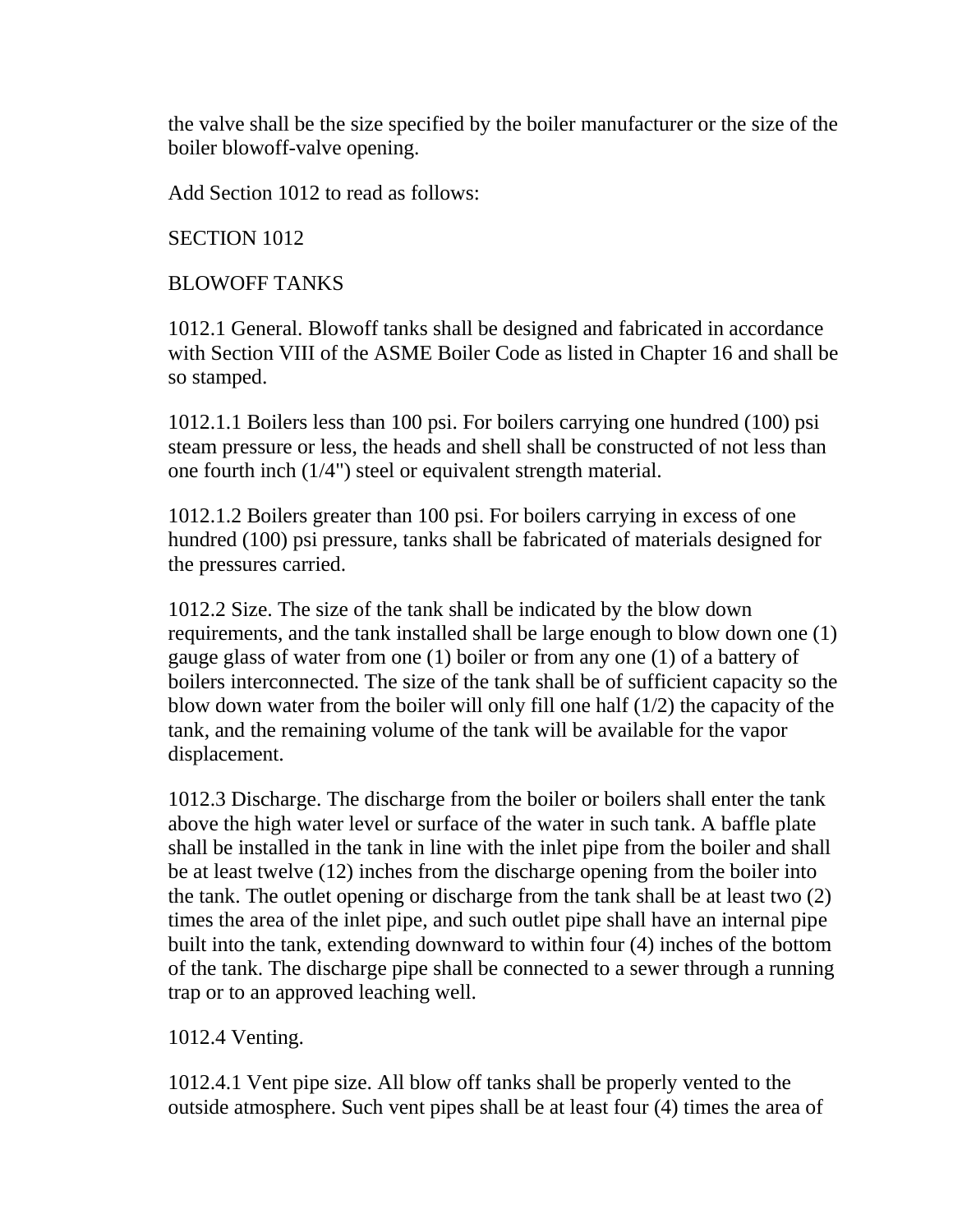the valve shall be the size specified by the boiler manufacturer or the size of the boiler blowoff-valve opening.

Add Section 1012 to read as follows:

SECTION 1012

BLOWOFF TANKS

1012.1 General. Blowoff tanks shall be designed and fabricated in accordance with Section VIII of the ASME Boiler Code as listed in Chapter 16 and shall be so stamped.

1012.1.1 Boilers less than 100 psi. For boilers carrying one hundred (100) psi steam pressure or less, the heads and shell shall be constructed of not less than one fourth inch (1/4") steel or equivalent strength material.

1012.1.2 Boilers greater than 100 psi. For boilers carrying in excess of one hundred (100) psi pressure, tanks shall be fabricated of materials designed for the pressures carried.

1012.2 Size. The size of the tank shall be indicated by the blow down requirements, and the tank installed shall be large enough to blow down one (1) gauge glass of water from one (1) boiler or from any one (1) of a battery of boilers interconnected. The size of the tank shall be of sufficient capacity so the blow down water from the boiler will only fill one half (1/2) the capacity of the tank, and the remaining volume of the tank will be available for the vapor displacement.

1012.3 Discharge. The discharge from the boiler or boilers shall enter the tank above the high water level or surface of the water in such tank. A baffle plate shall be installed in the tank in line with the inlet pipe from the boiler and shall be at least twelve (12) inches from the discharge opening from the boiler into the tank. The outlet opening or discharge from the tank shall be at least two (2) times the area of the inlet pipe, and such outlet pipe shall have an internal pipe built into the tank, extending downward to within four (4) inches of the bottom of the tank. The discharge pipe shall be connected to a sewer through a running trap or to an approved leaching well.

1012.4 Venting.

1012.4.1 Vent pipe size. All blow off tanks shall be properly vented to the outside atmosphere. Such vent pipes shall be at least four (4) times the area of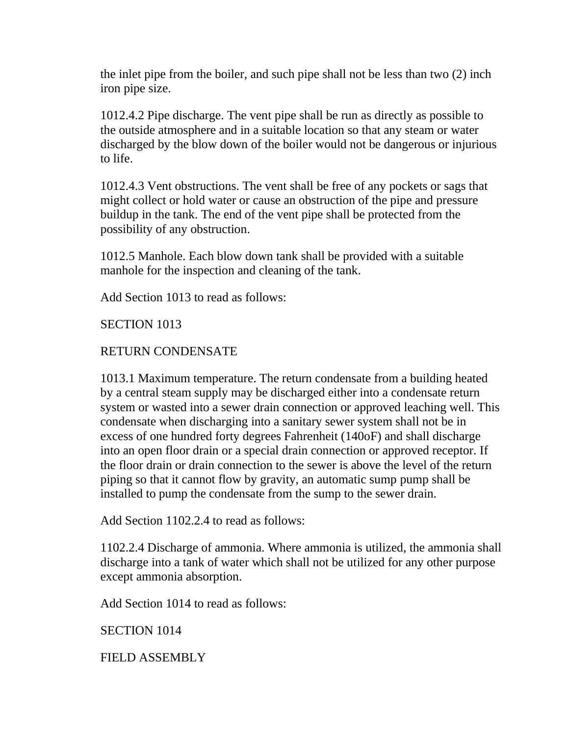the inlet pipe from the boiler, and such pipe shall not be less than two (2) inch iron pipe size.

1012.4.2 Pipe discharge. The vent pipe shall be run as directly as possible to the outside atmosphere and in a suitable location so that any steam or water discharged by the blow down of the boiler would not be dangerous or injurious to life.

1012.4.3 Vent obstructions. The vent shall be free of any pockets or sags that might collect or hold water or cause an obstruction of the pipe and pressure buildup in the tank. The end of the vent pipe shall be protected from the possibility of any obstruction.

1012.5 Manhole. Each blow down tank shall be provided with a suitable manhole for the inspection and cleaning of the tank.

Add Section 1013 to read as follows:

SECTION 1013

RETURN CONDENSATE

1013.1 Maximum temperature. The return condensate from a building heated by a central steam supply may be discharged either into a condensate return system or wasted into a sewer drain connection or approved leaching well. This condensate when discharging into a sanitary sewer system shall not be in excess of one hundred forty degrees Fahrenheit (140oF) and shall discharge into an open floor drain or a special drain connection or approved receptor. If the floor drain or drain connection to the sewer is above the level of the return piping so that it cannot flow by gravity, an automatic sump pump shall be installed to pump the condensate from the sump to the sewer drain.

Add Section 1102.2.4 to read as follows:

1102.2.4 Discharge of ammonia. Where ammonia is utilized, the ammonia shall discharge into a tank of water which shall not be utilized for any other purpose except ammonia absorption.

Add Section 1014 to read as follows:

SECTION 1014

FIELD ASSEMBLY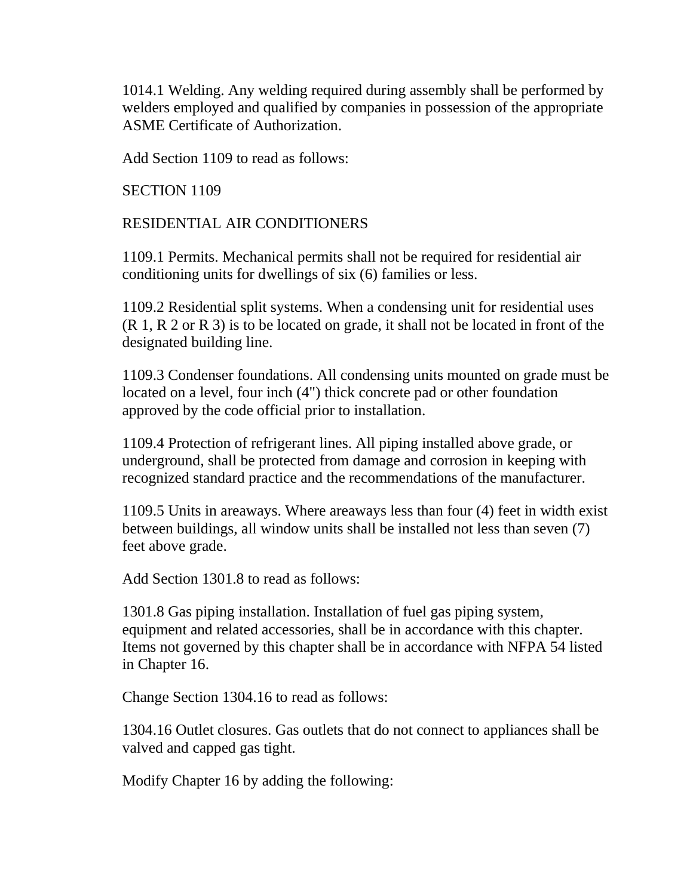1014.1 Welding. Any welding required during assembly shall be performed by welders employed and qualified by companies in possession of the appropriate ASME Certificate of Authorization.

Add Section 1109 to read as follows:

SECTION 1109

RESIDENTIAL AIR CONDITIONERS

1109.1 Permits. Mechanical permits shall not be required for residential air conditioning units for dwellings of six (6) families or less.

1109.2 Residential split systems. When a condensing unit for residential uses (R 1, R 2 or R 3) is to be located on grade, it shall not be located in front of the designated building line.

1109.3 Condenser foundations. All condensing units mounted on grade must be located on a level, four inch (4") thick concrete pad or other foundation approved by the code official prior to installation.

1109.4 Protection of refrigerant lines. All piping installed above grade, or underground, shall be protected from damage and corrosion in keeping with recognized standard practice and the recommendations of the manufacturer.

1109.5 Units in areaways. Where areaways less than four (4) feet in width exist between buildings, all window units shall be installed not less than seven (7) feet above grade.

Add Section 1301.8 to read as follows:

1301.8 Gas piping installation. Installation of fuel gas piping system, equipment and related accessories, shall be in accordance with this chapter. Items not governed by this chapter shall be in accordance with NFPA 54 listed in Chapter 16.

Change Section 1304.16 to read as follows:

1304.16 Outlet closures. Gas outlets that do not connect to appliances shall be valved and capped gas tight.

Modify Chapter 16 by adding the following: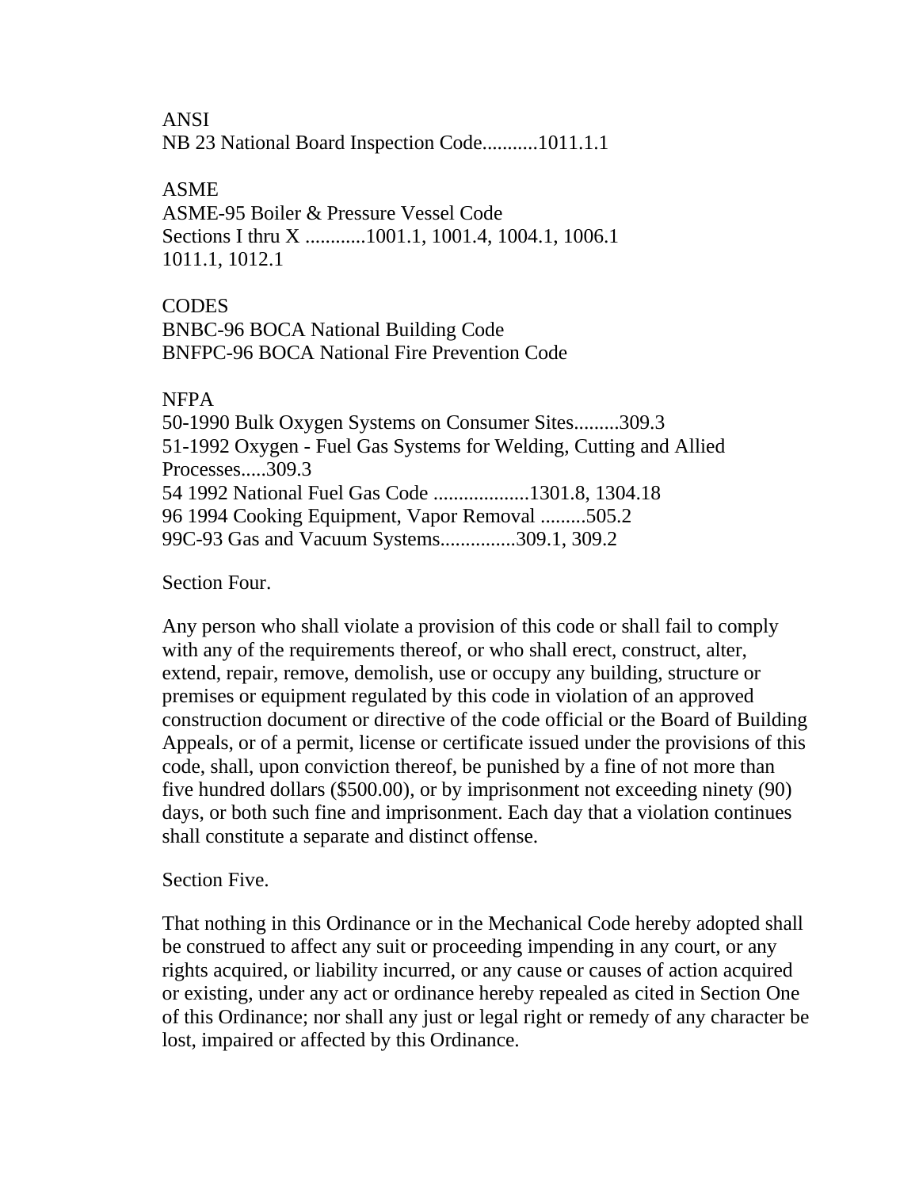ANSI
NB 23 National Board Inspection Code...........1011.1.1

ASME
ASME-95 Boiler & Pressure Vessel Code
Sections I thru X ............1001.1, 1001.4, 1004.1, 1006.1
1011.1, 1012.1

CODES
BNBC-96 BOCA National Building Code
BNFPC-96 BOCA National Fire Prevention Code

NFPA
50-1990 Bulk Oxygen Systems on Consumer Sites.........309.3
51-1992 Oxygen - Fuel Gas Systems for Welding, Cutting and Allied Processes.....309.3
54 1992 National Fuel Gas Code ...................1301.8, 1304.18
96 1994 Cooking Equipment, Vapor Removal .........505.2
99C-93 Gas and Vacuum Systems...............309.1, 309.2

Section Four.

Any person who shall violate a provision of this code or shall fail to comply with any of the requirements thereof, or who shall erect, construct, alter, extend, repair, remove, demolish, use or occupy any building, structure or premises or equipment regulated by this code in violation of an approved construction document or directive of the code official or the Board of Building Appeals, or of a permit, license or certificate issued under the provisions of this code, shall, upon conviction thereof, be punished by a fine of not more than five hundred dollars ($500.00), or by imprisonment not exceeding ninety (90) days, or both such fine and imprisonment. Each day that a violation continues shall constitute a separate and distinct offense.

Section Five.

That nothing in this Ordinance or in the Mechanical Code hereby adopted shall be construed to affect any suit or proceeding impending in any court, or any rights acquired, or liability incurred, or any cause or causes of action acquired or existing, under any act or ordinance hereby repealed as cited in Section One of this Ordinance; nor shall any just or legal right or remedy of any character be lost, impaired or affected by this Ordinance.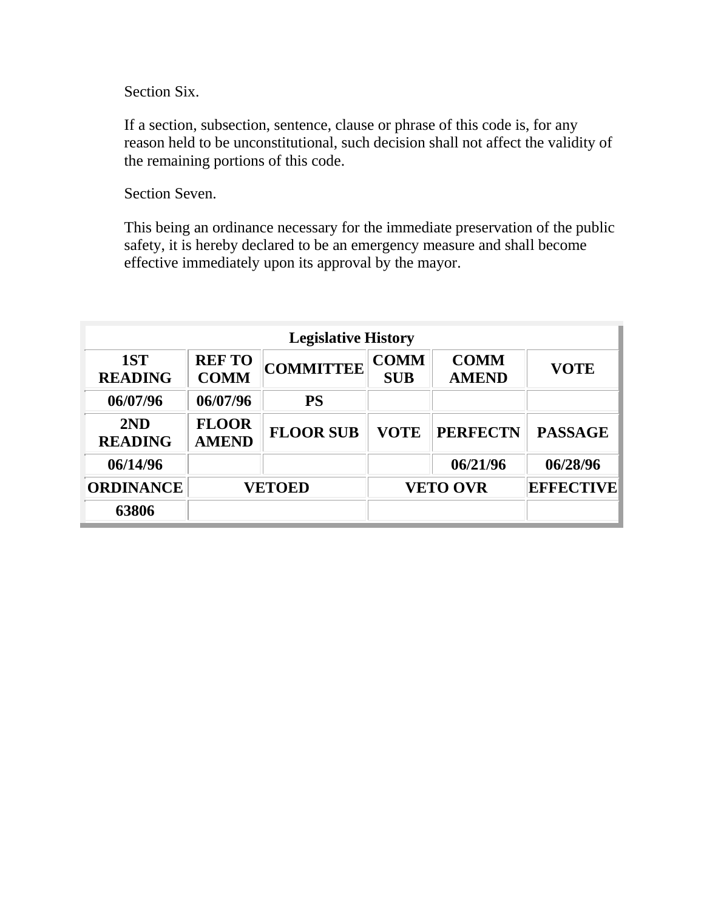Section Six.

If a section, subsection, sentence, clause or phrase of this code is, for any reason held to be unconstitutional, such decision shall not affect the validity of the remaining portions of this code.

Section Seven.

This being an ordinance necessary for the immediate preservation of the public safety, it is hereby declared to be an emergency measure and shall become effective immediately upon its approval by the mayor.

| Legislative History | | | | | |
|---|---|---|---|---|---|
| **1ST READING** | **REF TO COMM** | **COMMITTEE** | **COMM SUB** | **COMM AMEND** | **VOTE** |
| 06/07/96 | 06/07/96 | PS | | | |
| **2ND READING** | **FLOOR AMEND** | **FLOOR SUB** | **VOTE** | **PERFECTN** | **PASSAGE** |
| 06/14/96 | | | | 06/21/96 | 06/28/96 |
| **ORDINANCE** | **VETOED** | | **VETO OVR** | | **EFFECTIVE** |
| 63806 | | | | | |